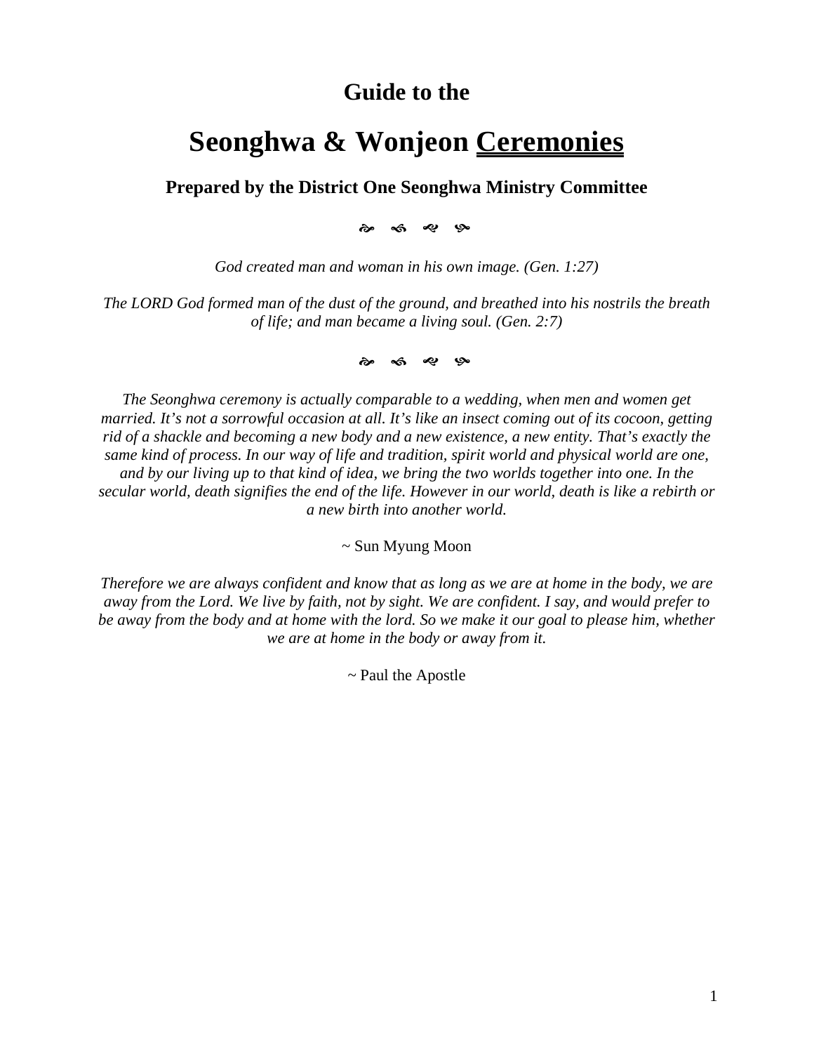## Guide to the

# Seonghwa & Wonjeon <u>Ceremonies</u>

### Prepared by the District One Seonghwa Ministry Committee

❧ ❧ ❧ ❧

*God created man and woman in his own image. (Gen. 1:27)*

*The LORD God formed man of the dust of the ground, and breathed into his nostrils the breath of life; and man became a living soul. (Gen. 2:7)*

❧ ❧ ❧ ❧

*The Seonghwa ceremony is actually comparable to a wedding, when men and women get married. It's not a sorrowful occasion at all. It's like an insect coming out of its cocoon, getting rid of a shackle and becoming a new body and a new existence, a new entity. That's exactly the same kind of process. In our way of life and tradition, spirit world and physical world are one, and by our living up to that kind of idea, we bring the two worlds together into one. In the secular world, death signifies the end of the life. However in our world, death is like a rebirth or a new birth into another world.*

~ Sun Myung Moon

*Therefore we are always confident and know that as long as we are at home in the body, we are away from the Lord. We live by faith, not by sight. We are confident. I say, and would prefer to be away from the body and at home with the lord. So we make it our goal to please him, whether we are at home in the body or away from it.*

~ Paul the Apostle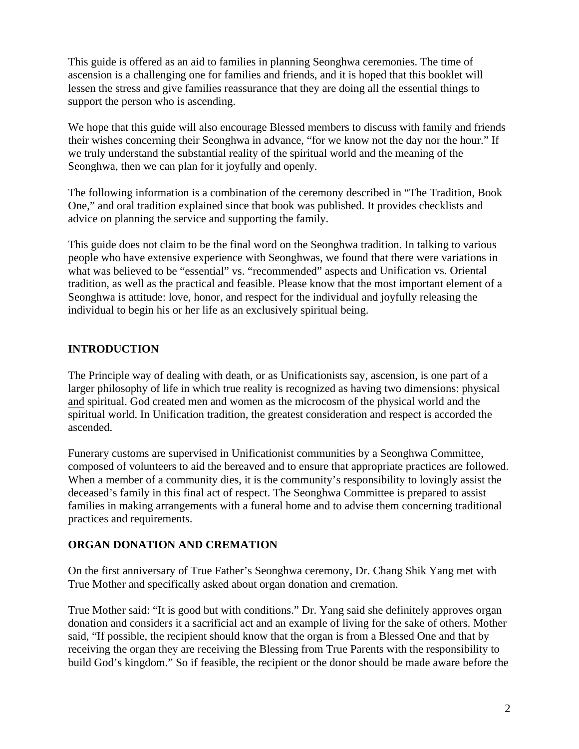This guide is offered as an aid to families in planning Seonghwa ceremonies. The time of ascension is a challenging one for families and friends, and it is hoped that this booklet will lessen the stress and give families reassurance that they are doing all the essential things to support the person who is ascending.

We hope that this guide will also encourage Blessed members to discuss with family and friends their wishes concerning their Seonghwa in advance, "for we know not the day nor the hour." If we truly understand the substantial reality of the spiritual world and the meaning of the Seonghwa, then we can plan for it joyfully and openly.

The following information is a combination of the ceremony described in "The Tradition, Book One," and oral tradition explained since that book was published. It provides checklists and advice on planning the service and supporting the family.

This guide does not claim to be the final word on the Seonghwa tradition. In talking to various people who have extensive experience with Seonghwas, we found that there were variations in what was believed to be "essential" vs. "recommended" aspects and Unification vs. Oriental tradition, as well as the practical and feasible. Please know that the most important element of a Seonghwa is attitude: love, honor, and respect for the individual and joyfully releasing the individual to begin his or her life as an exclusively spiritual being.

## INTRODUCTION

The Principle way of dealing with death, or as Unificationists say, ascension, is one part of a larger philosophy of life in which true reality is recognized as having two dimensions: physical <u>and</u> spiritual. God created men and women as the microcosm of the physical world and the spiritual world. In Unification tradition, the greatest consideration and respect is accorded the ascended.

Funerary customs are supervised in Unificationist communities by a Seonghwa Committee, composed of volunteers to aid the bereaved and to ensure that appropriate practices are followed. When a member of a community dies, it is the community's responsibility to lovingly assist the deceased's family in this final act of respect. The Seonghwa Committee is prepared to assist families in making arrangements with a funeral home and to advise them concerning traditional practices and requirements.

## ORGAN DONATION AND CREMATION

On the first anniversary of True Father's Seonghwa ceremony, Dr. Chang Shik Yang met with True Mother and specifically asked about organ donation and cremation.

True Mother said: "It is good but with conditions." Dr. Yang said she definitely approves organ donation and considers it a sacrificial act and an example of living for the sake of others. Mother said, "If possible, the recipient should know that the organ is from a Blessed One and that by receiving the organ they are receiving the Blessing from True Parents with the responsibility to build God's kingdom." So if feasible, the recipient or the donor should be made aware before the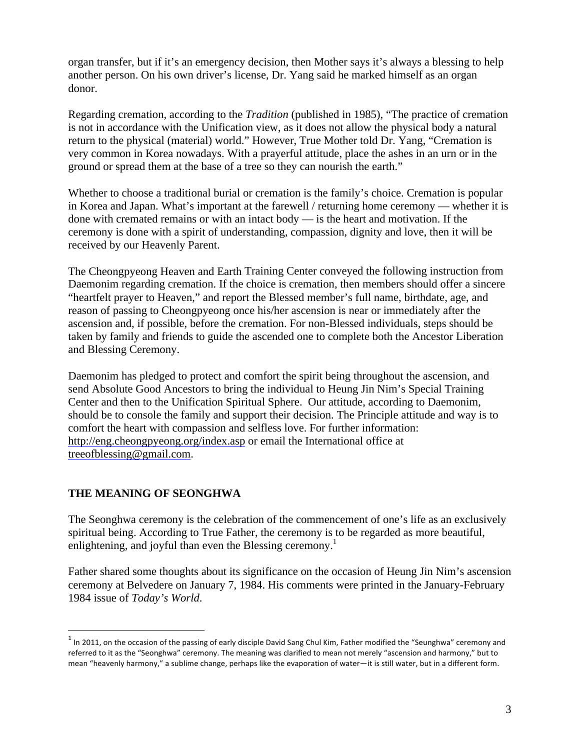organ transfer, but if it's an emergency decision, then Mother says it's always a blessing to help another person. On his own driver's license, Dr. Yang said he marked himself as an organ donor.

Regarding cremation, according to the *Tradition* (published in 1985), "The practice of cremation is not in accordance with the Unification view, as it does not allow the physical body a natural return to the physical (material) world." However, True Mother told Dr. Yang, "Cremation is very common in Korea nowadays. With a prayerful attitude, place the ashes in an urn or in the ground or spread them at the base of a tree so they can nourish the earth."

Whether to choose a traditional burial or cremation is the family's choice. Cremation is popular in Korea and Japan. What's important at the farewell / returning home ceremony — whether it is done with cremated remains or with an intact body — is the heart and motivation. If the ceremony is done with a spirit of understanding, compassion, dignity and love, then it will be received by our Heavenly Parent.

The Cheongpyeong Heaven and Earth Training Center conveyed the following instruction from Daemonim regarding cremation. If the choice is cremation, then members should offer a sincere "heartfelt prayer to Heaven," and report the Blessed member's full name, birthdate, age, and reason of passing to Cheongpyeong once his/her ascension is near or immediately after the ascension and, if possible, before the cremation. For non-Blessed individuals, steps should be taken by family and friends to guide the ascended one to complete both the Ancestor Liberation and Blessing Ceremony.

Daemonim has pledged to protect and comfort the spirit being throughout the ascension, and send Absolute Good Ancestors to bring the individual to Heung Jin Nim's Special Training Center and then to the Unification Spiritual Sphere. Our attitude, according to Daemonim, should be to console the family and support their decision. The Principle attitude and way is to comfort the heart with compassion and selfless love. For further information: http://eng.cheongpyeong.org/index.asp or email the International office at treeofblessing@gmail.com.

## THE MEANING OF SEONGHWA

The Seonghwa ceremony is the celebration of the commencement of one's life as an exclusively spiritual being. According to True Father, the ceremony is to be regarded as more beautiful, enlightening, and joyful than even the Blessing ceremony.[1]

Father shared some thoughts about its significance on the occasion of Heung Jin Nim's ascension ceremony at Belvedere on January 7, 1984. His comments were printed in the January-February 1984 issue of *Today's World*.

[1] In 2011, on the occasion of the passing of early disciple David Sang Chul Kim, Father modified the "Seunghwa" ceremony and referred to it as the "Seonghwa" ceremony. The meaning was clarified to mean not merely "ascension and harmony," but to mean "heavenly harmony," a sublime change, perhaps like the evaporation of water—it is still water, but in a different form.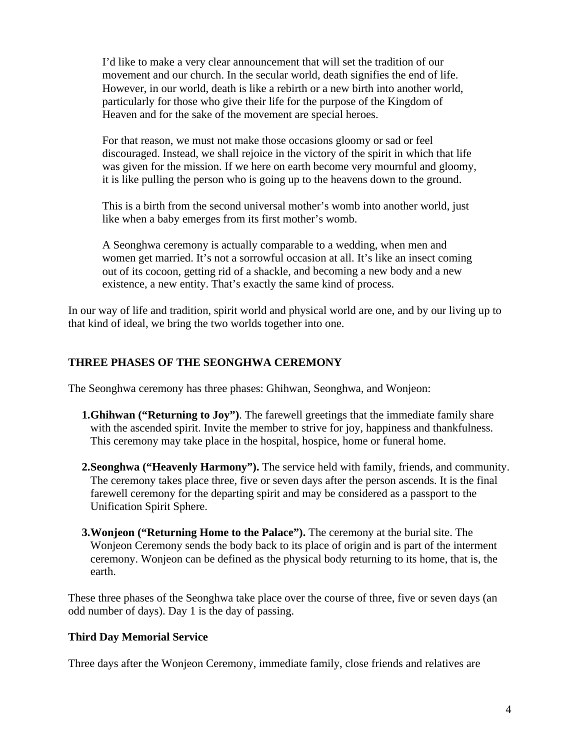> I'd like to make a very clear announcement that will set the tradition of our movement and our church. In the secular world, death signifies the end of life. However, in our world, death is like a rebirth or a new birth into another world, particularly for those who give their life for the purpose of the Kingdom of Heaven and for the sake of the movement are special heroes.
>
> For that reason, we must not make those occasions gloomy or sad or feel discouraged. Instead, we shall rejoice in the victory of the spirit in which that life was given for the mission. If we here on earth become very mournful and gloomy, it is like pulling the person who is going up to the heavens down to the ground.
>
> This is a birth from the second universal mother's womb into another world, just like when a baby emerges from its first mother's womb.
>
> A Seonghwa ceremony is actually comparable to a wedding, when men and women get married. It's not a sorrowful occasion at all. It's like an insect coming out of its cocoon, getting rid of a shackle, and becoming a new body and a new existence, a new entity. That's exactly the same kind of process.

In our way of life and tradition, spirit world and physical world are one, and by our living up to that kind of ideal, we bring the two worlds together into one.

## THREE PHASES OF THE SEONGHWA CEREMONY

The Seonghwa ceremony has three phases: Ghihwan, Seonghwa, and Wonjeon:

1. **Ghihwan ("Returning to Joy")**. The farewell greetings that the immediate family share with the ascended spirit. Invite the member to strive for joy, happiness and thankfulness. This ceremony may take place in the hospital, hospice, home or funeral home.

2. **Seonghwa ("Heavenly Harmony").** The service held with family, friends, and community. The ceremony takes place three, five or seven days after the person ascends. It is the final farewell ceremony for the departing spirit and may be considered as a passport to the Unification Spirit Sphere.

3. **Wonjeon ("Returning Home to the Palace").** The ceremony at the burial site. The Wonjeon Ceremony sends the body back to its place of origin and is part of the interment ceremony. Wonjeon can be defined as the physical body returning to its home, that is, the earth.

These three phases of the Seonghwa take place over the course of three, five or seven days (an odd number of days). Day 1 is the day of passing.

### Third Day Memorial Service

Three days after the Wonjeon Ceremony, immediate family, close friends and relatives are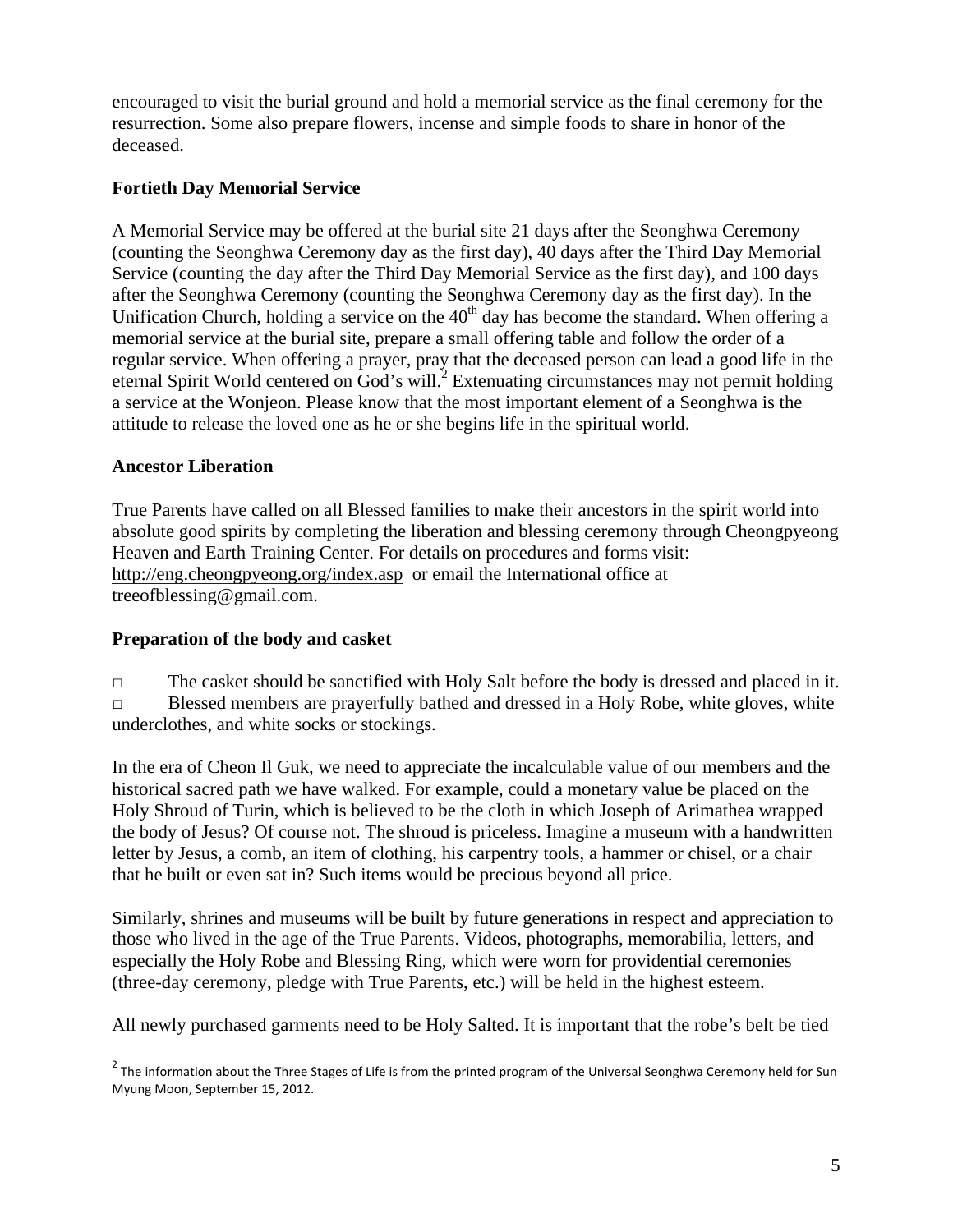encouraged to visit the burial ground and hold a memorial service as the final ceremony for the resurrection. Some also prepare flowers, incense and simple foods to share in honor of the deceased.

### Fortieth Day Memorial Service

A Memorial Service may be offered at the burial site 21 days after the Seonghwa Ceremony (counting the Seonghwa Ceremony day as the first day), 40 days after the Third Day Memorial Service (counting the day after the Third Day Memorial Service as the first day), and 100 days after the Seonghwa Ceremony (counting the Seonghwa Ceremony day as the first day). In the Unification Church, holding a service on the 40th day has become the standard. When offering a memorial service at the burial site, prepare a small offering table and follow the order of a regular service. When offering a prayer, pray that the deceased person can lead a good life in the eternal Spirit World centered on God's will.[2] Extenuating circumstances may not permit holding a service at the Wonjeon. Please know that the most important element of a Seonghwa is the attitude to release the loved one as he or she begins life in the spiritual world.

### Ancestor Liberation

True Parents have called on all Blessed families to make their ancestors in the spirit world into absolute good spirits by completing the liberation and blessing ceremony through Cheongpyeong Heaven and Earth Training Center. For details on procedures and forms visit: http://eng.cheongpyeong.org/index.asp or email the International office at treeofblessing@gmail.com.

### Preparation of the body and casket

- The casket should be sanctified with Holy Salt before the body is dressed and placed in it.
- Blessed members are prayerfully bathed and dressed in a Holy Robe, white gloves, white underclothes, and white socks or stockings.

In the era of Cheon Il Guk, we need to appreciate the incalculable value of our members and the historical sacred path we have walked. For example, could a monetary value be placed on the Holy Shroud of Turin, which is believed to be the cloth in which Joseph of Arimathea wrapped the body of Jesus? Of course not. The shroud is priceless. Imagine a museum with a handwritten letter by Jesus, a comb, an item of clothing, his carpentry tools, a hammer or chisel, or a chair that he built or even sat in? Such items would be precious beyond all price.

Similarly, shrines and museums will be built by future generations in respect and appreciation to those who lived in the age of the True Parents. Videos, photographs, memorabilia, letters, and especially the Holy Robe and Blessing Ring, which were worn for providential ceremonies (three-day ceremony, pledge with True Parents, etc.) will be held in the highest esteem.

All newly purchased garments need to be Holy Salted. It is important that the robe's belt be tied

---

[2] The information about the Three Stages of Life is from the printed program of the Universal Seonghwa Ceremony held for Sun Myung Moon, September 15, 2012.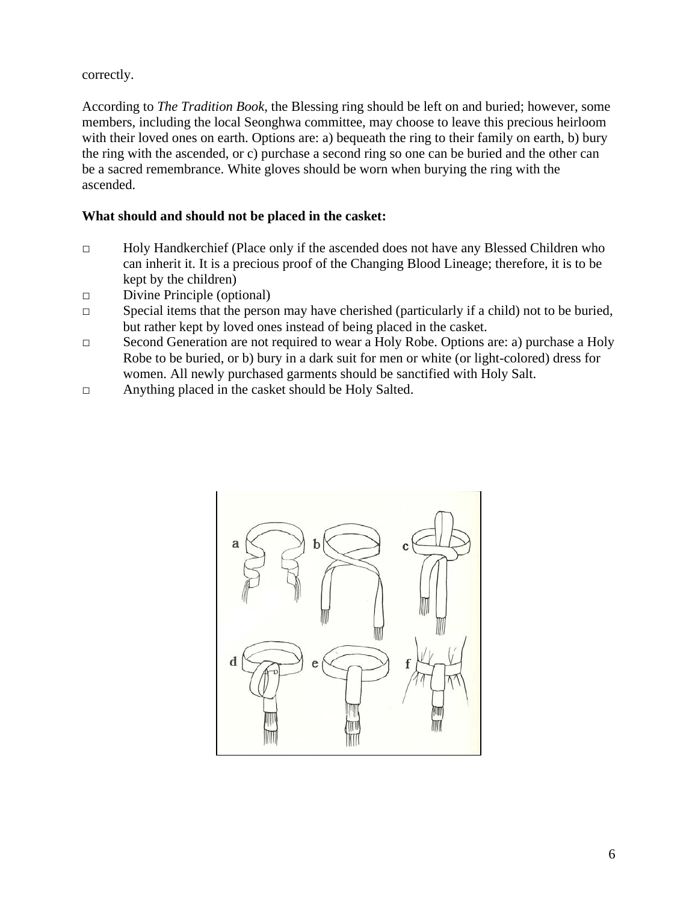correctly.

According to *The Tradition Book*, the Blessing ring should be left on and buried; however, some members, including the local Seonghwa committee, may choose to leave this precious heirloom with their loved ones on earth. Options are: a) bequeath the ring to their family on earth, b) bury the ring with the ascended, or c) purchase a second ring so one can be buried and the other can be a sacred remembrance. White gloves should be worn when burying the ring with the ascended.

**What should and should not be placed in the casket:**

- ☐ Holy Handkerchief (Place only if the ascended does not have any Blessed Children who can inherit it. It is a precious proof of the Changing Blood Lineage; therefore, it is to be kept by the children)
- ☐ Divine Principle (optional)
- ☐ Special items that the person may have cherished (particularly if a child) not to be buried, but rather kept by loved ones instead of being placed in the casket.
- ☐ Second Generation are not required to wear a Holy Robe. Options are: a) purchase a Holy Robe to be buried, or b) bury in a dark suit for men or white (or light-colored) dress for women. All newly purchased garments should be sanctified with Holy Salt.
- ☐ Anything placed in the casket should be Holy Salted.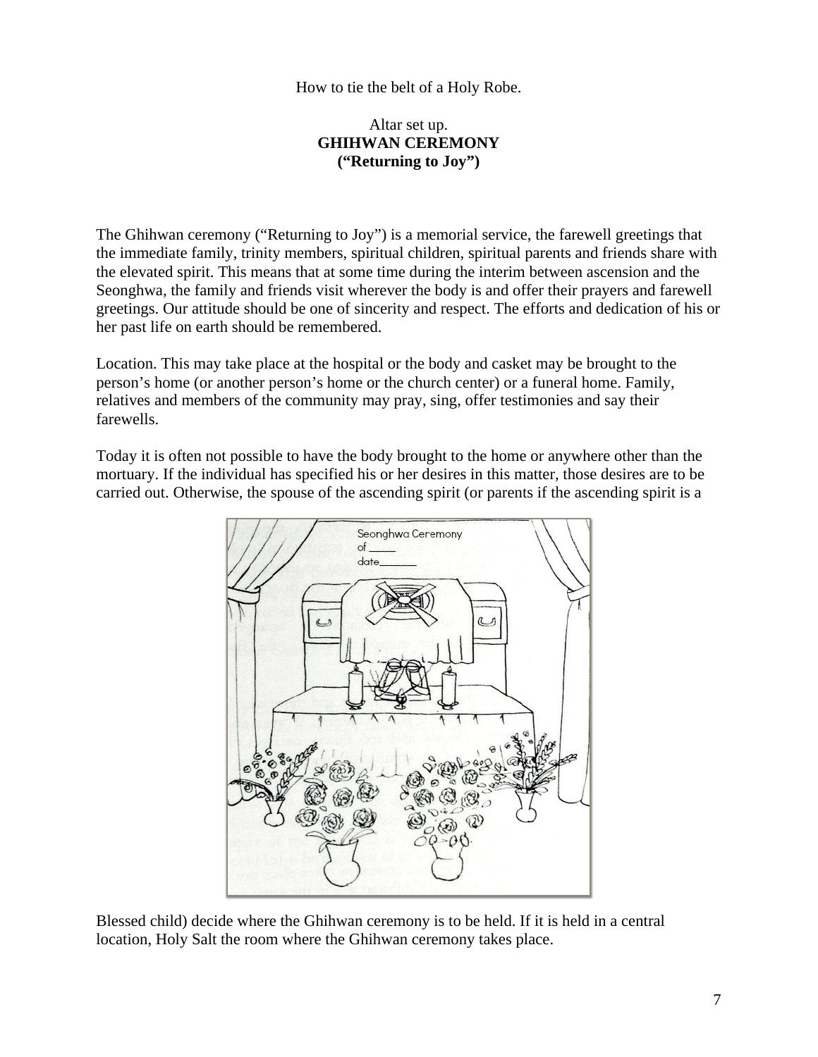How to tie the belt of a Holy Robe.

Altar set up.

## GHIHWAN CEREMONY
## ("Returning to Joy")

The Ghihwan ceremony ("Returning to Joy") is a memorial service, the farewell greetings that the immediate family, trinity members, spiritual children, spiritual parents and friends share with the elevated spirit. This means that at some time during the interim between ascension and the Seonghwa, the family and friends visit wherever the body is and offer their prayers and farewell greetings. Our attitude should be one of sincerity and respect. The efforts and dedication of his or her past life on earth should be remembered.

Location. This may take place at the hospital or the body and casket may be brought to the person's home (or another person's home or the church center) or a funeral home. Family, relatives and members of the community may pray, sing, offer testimonies and say their farewells.

Today it is often not possible to have the body brought to the home or anywhere other than the mortuary. If the individual has specified his or her desires in this matter, those desires are to be carried out. Otherwise, the spouse of the ascending spirit (or parents if the ascending spirit is a Blessed child) decide where the Ghihwan ceremony is to be held. If it is held in a central location, Holy Salt the room where the Ghihwan ceremony takes place.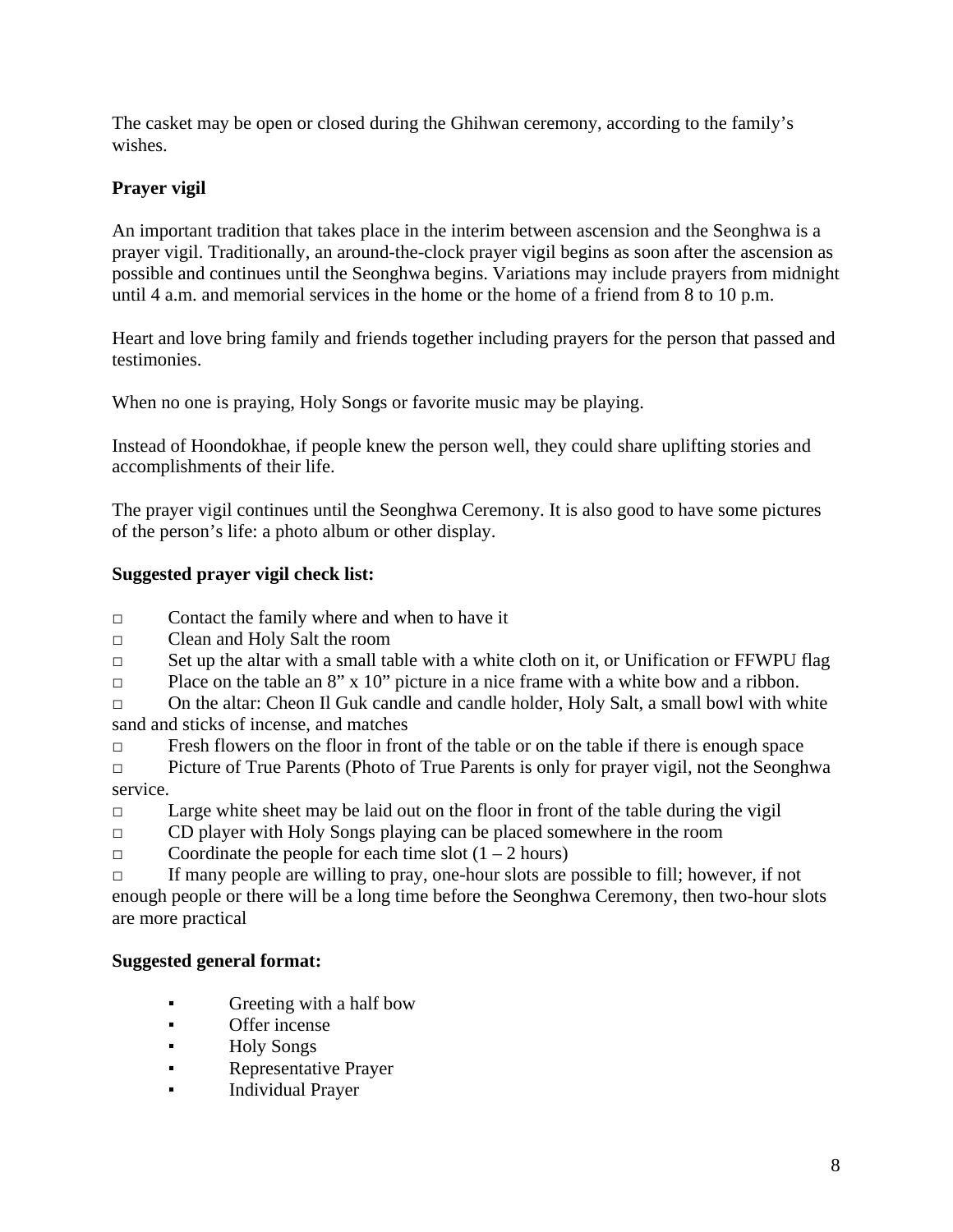The casket may be open or closed during the Ghihwan ceremony, according to the family's wishes.

**Prayer vigil**

An important tradition that takes place in the interim between ascension and the Seonghwa is a prayer vigil. Traditionally, an around-the-clock prayer vigil begins as soon after the ascension as possible and continues until the Seonghwa begins. Variations may include prayers from midnight until 4 a.m. and memorial services in the home or the home of a friend from 8 to 10 p.m.

Heart and love bring family and friends together including prayers for the person that passed and testimonies.

When no one is praying, Holy Songs or favorite music may be playing.

Instead of Hoondokhae, if people knew the person well, they could share uplifting stories and accomplishments of their life.

The prayer vigil continues until the Seonghwa Ceremony. It is also good to have some pictures of the person's life: a photo album or other display.

**Suggested prayer vigil check list:**

- □ Contact the family where and when to have it
- □ Clean and Holy Salt the room
- □ Set up the altar with a small table with a white cloth on it, or Unification or FFWPU flag
- □ Place on the table an 8" x 10" picture in a nice frame with a white bow and a ribbon.
- □ On the altar: Cheon Il Guk candle and candle holder, Holy Salt, a small bowl with white sand and sticks of incense, and matches
- □ Fresh flowers on the floor in front of the table or on the table if there is enough space
- □ Picture of True Parents (Photo of True Parents is only for prayer vigil, not the Seonghwa service.
- □ Large white sheet may be laid out on the floor in front of the table during the vigil
- □ CD player with Holy Songs playing can be placed somewhere in the room
- □ Coordinate the people for each time slot (1 – 2 hours)
- □ If many people are willing to pray, one-hour slots are possible to fill; however, if not enough people or there will be a long time before the Seonghwa Ceremony, then two-hour slots are more practical

**Suggested general format:**

- Greeting with a half bow
- Offer incense
- Holy Songs
- Representative Prayer
- Individual Prayer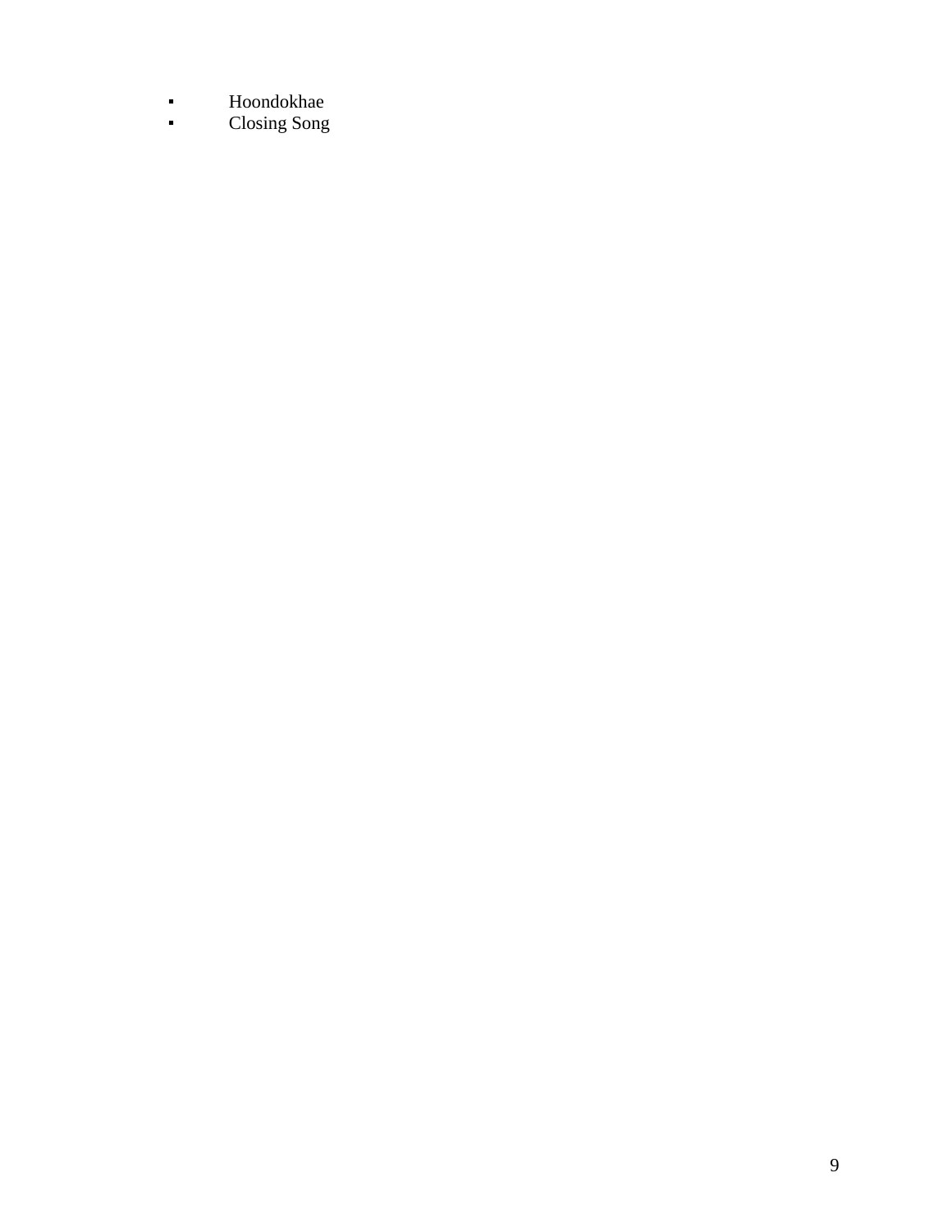- Hoondokhae
- Closing Song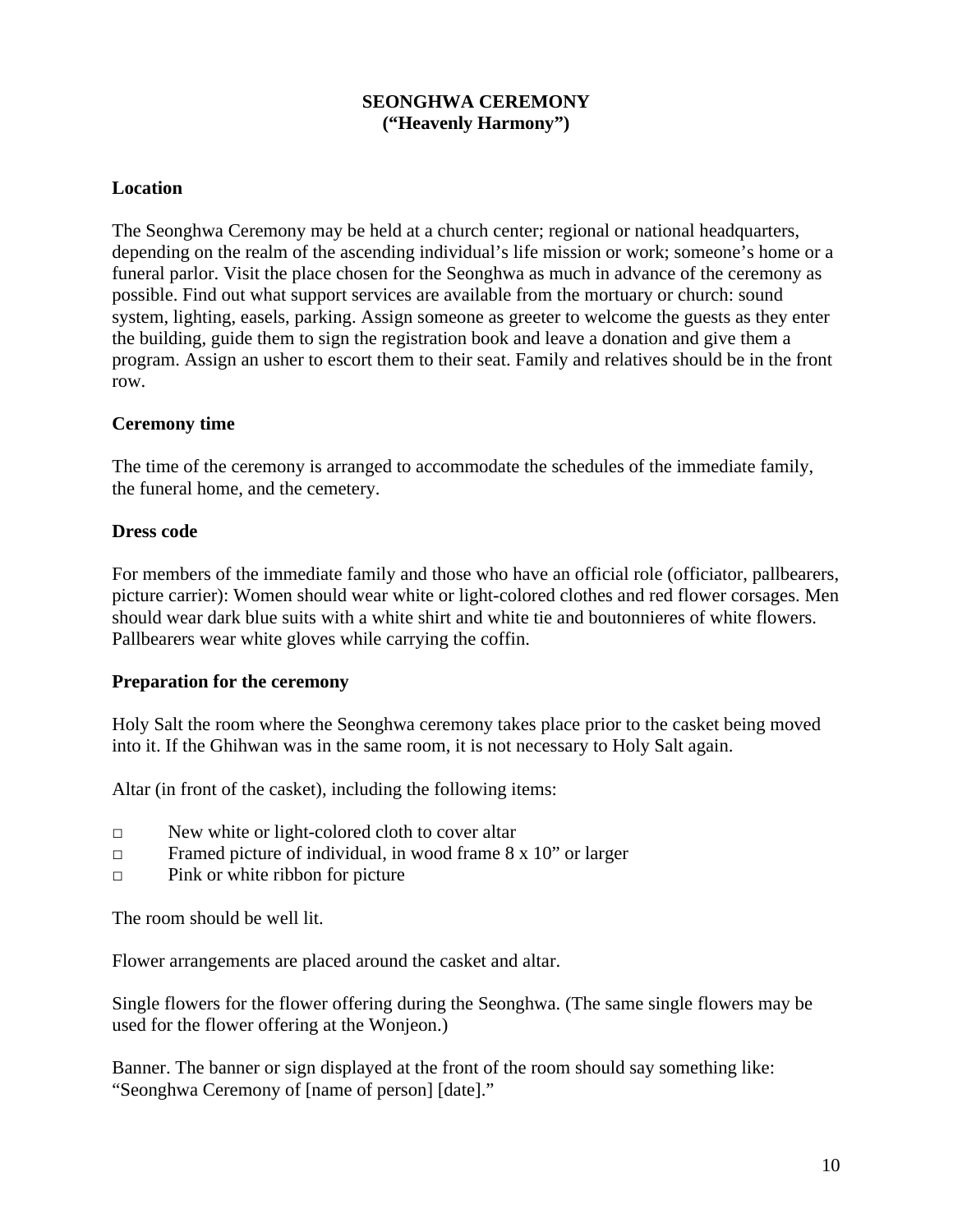# SEONGHWA CEREMONY
## ("Heavenly Harmony")

### Location

The Seonghwa Ceremony may be held at a church center; regional or national headquarters, depending on the realm of the ascending individual's life mission or work; someone's home or a funeral parlor. Visit the place chosen for the Seonghwa as much in advance of the ceremony as possible. Find out what support services are available from the mortuary or church: sound system, lighting, easels, parking. Assign someone as greeter to welcome the guests as they enter the building, guide them to sign the registration book and leave a donation and give them a program. Assign an usher to escort them to their seat. Family and relatives should be in the front row.

### Ceremony time

The time of the ceremony is arranged to accommodate the schedules of the immediate family, the funeral home, and the cemetery.

### Dress code

For members of the immediate family and those who have an official role (officiator, pallbearers, picture carrier): Women should wear white or light-colored clothes and red flower corsages. Men should wear dark blue suits with a white shirt and white tie and boutonnieres of white flowers. Pallbearers wear white gloves while carrying the coffin.

### Preparation for the ceremony

Holy Salt the room where the Seonghwa ceremony takes place prior to the casket being moved into it. If the Ghihwan was in the same room, it is not necessary to Holy Salt again.

Altar (in front of the casket), including the following items:

- □ New white or light-colored cloth to cover altar
- □ Framed picture of individual, in wood frame 8 x 10" or larger
- □ Pink or white ribbon for picture

The room should be well lit.

Flower arrangements are placed around the casket and altar.

Single flowers for the flower offering during the Seonghwa. (The same single flowers may be used for the flower offering at the Wonjeon.)

Banner. The banner or sign displayed at the front of the room should say something like: "Seonghwa Ceremony of [name of person] [date]."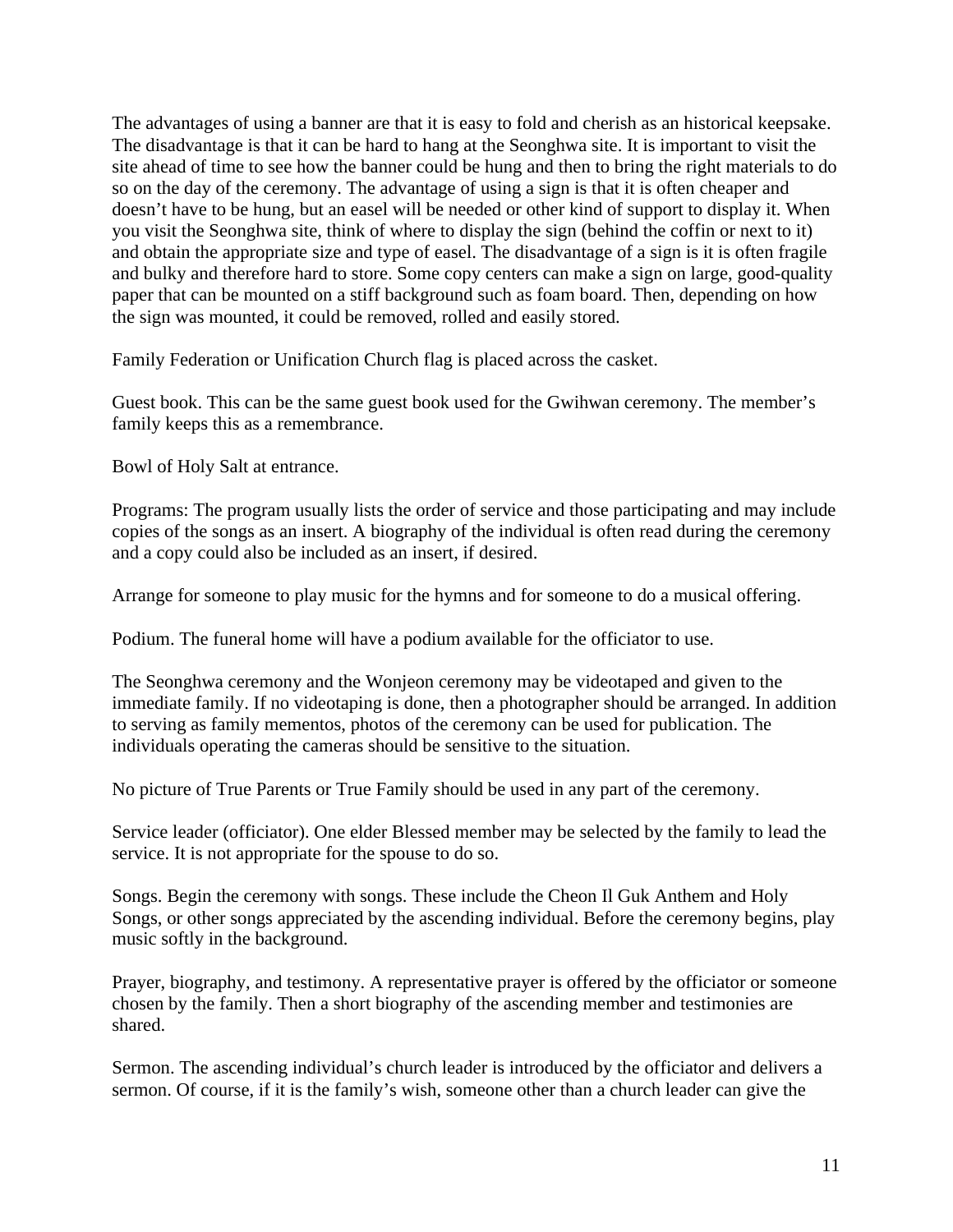The advantages of using a banner are that it is easy to fold and cherish as an historical keepsake. The disadvantage is that it can be hard to hang at the Seonghwa site. It is important to visit the site ahead of time to see how the banner could be hung and then to bring the right materials to do so on the day of the ceremony. The advantage of using a sign is that it is often cheaper and doesn't have to be hung, but an easel will be needed or other kind of support to display it. When you visit the Seonghwa site, think of where to display the sign (behind the coffin or next to it) and obtain the appropriate size and type of easel. The disadvantage of a sign is it is often fragile and bulky and therefore hard to store. Some copy centers can make a sign on large, good-quality paper that can be mounted on a stiff background such as foam board. Then, depending on how the sign was mounted, it could be removed, rolled and easily stored.

Family Federation or Unification Church flag is placed across the casket.

Guest book. This can be the same guest book used for the Gwihwan ceremony. The member's family keeps this as a remembrance.

Bowl of Holy Salt at entrance.

Programs: The program usually lists the order of service and those participating and may include copies of the songs as an insert. A biography of the individual is often read during the ceremony and a copy could also be included as an insert, if desired.

Arrange for someone to play music for the hymns and for someone to do a musical offering.

Podium. The funeral home will have a podium available for the officiator to use.

The Seonghwa ceremony and the Wonjeon ceremony may be videotaped and given to the immediate family. If no videotaping is done, then a photographer should be arranged. In addition to serving as family mementos, photos of the ceremony can be used for publication. The individuals operating the cameras should be sensitive to the situation.

No picture of True Parents or True Family should be used in any part of the ceremony.

Service leader (officiator). One elder Blessed member may be selected by the family to lead the service. It is not appropriate for the spouse to do so.

Songs. Begin the ceremony with songs. These include the Cheon Il Guk Anthem and Holy Songs, or other songs appreciated by the ascending individual. Before the ceremony begins, play music softly in the background.

Prayer, biography, and testimony. A representative prayer is offered by the officiator or someone chosen by the family. Then a short biography of the ascending member and testimonies are shared.

Sermon. The ascending individual's church leader is introduced by the officiator and delivers a sermon. Of course, if it is the family's wish, someone other than a church leader can give the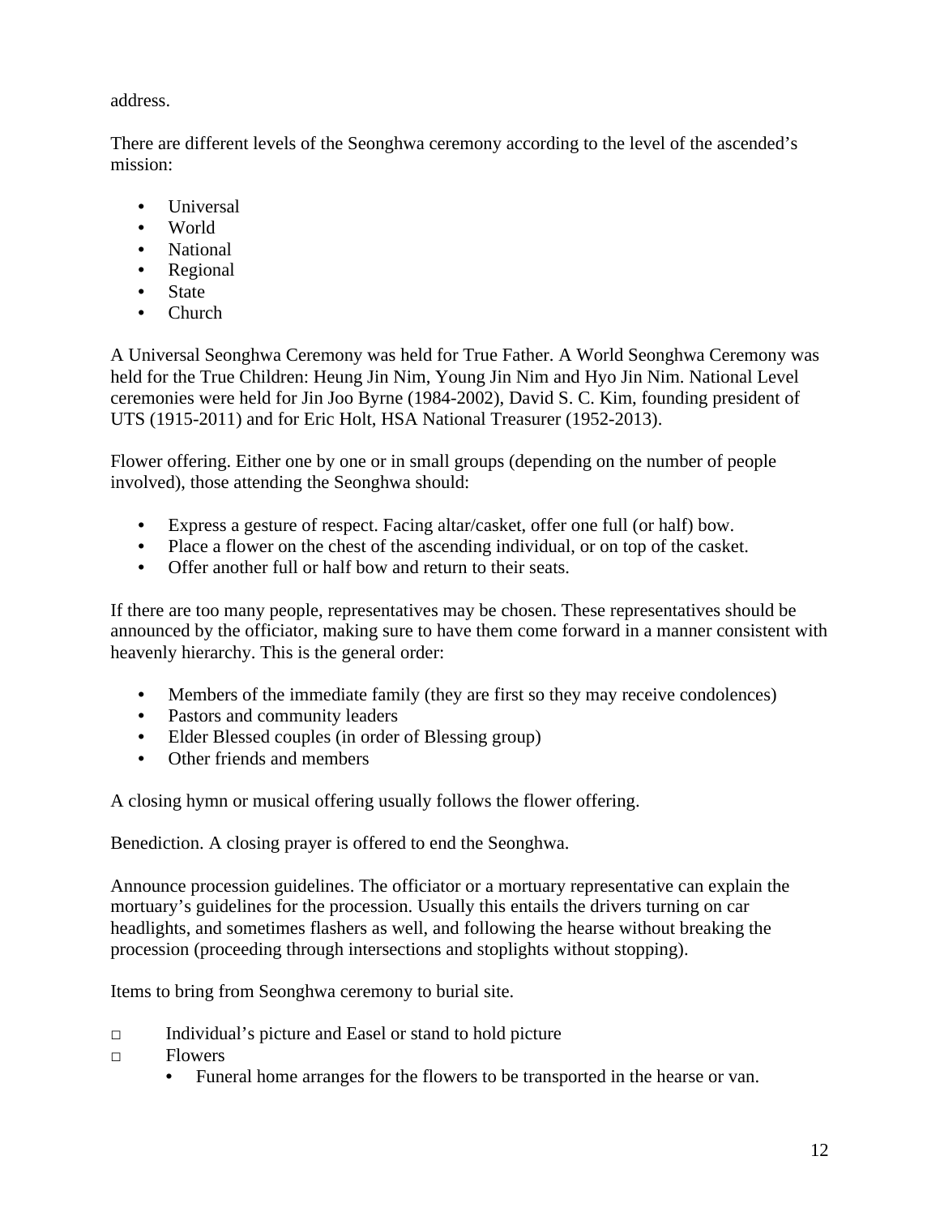address.

There are different levels of the Seonghwa ceremony according to the level of the ascended's mission:

- Universal
- World
- National
- Regional
- State
- Church

A Universal Seonghwa Ceremony was held for True Father. A World Seonghwa Ceremony was held for the True Children: Heung Jin Nim, Young Jin Nim and Hyo Jin Nim. National Level ceremonies were held for Jin Joo Byrne (1984-2002), David S. C. Kim, founding president of UTS (1915-2011) and for Eric Holt, HSA National Treasurer (1952-2013).

Flower offering. Either one by one or in small groups (depending on the number of people involved), those attending the Seonghwa should:

- Express a gesture of respect. Facing altar/casket, offer one full (or half) bow.
- Place a flower on the chest of the ascending individual, or on top of the casket.
- Offer another full or half bow and return to their seats.

If there are too many people, representatives may be chosen. These representatives should be announced by the officiator, making sure to have them come forward in a manner consistent with heavenly hierarchy. This is the general order:

- Members of the immediate family (they are first so they may receive condolences)
- Pastors and community leaders
- Elder Blessed couples (in order of Blessing group)
- Other friends and members

A closing hymn or musical offering usually follows the flower offering.

Benediction. A closing prayer is offered to end the Seonghwa.

Announce procession guidelines. The officiator or a mortuary representative can explain the mortuary's guidelines for the procession. Usually this entails the drivers turning on car headlights, and sometimes flashers as well, and following the hearse without breaking the procession (proceeding through intersections and stoplights without stopping).

Items to bring from Seonghwa ceremony to burial site.

- ☐ Individual's picture and Easel or stand to hold picture
- ☐ Flowers
  - Funeral home arranges for the flowers to be transported in the hearse or van.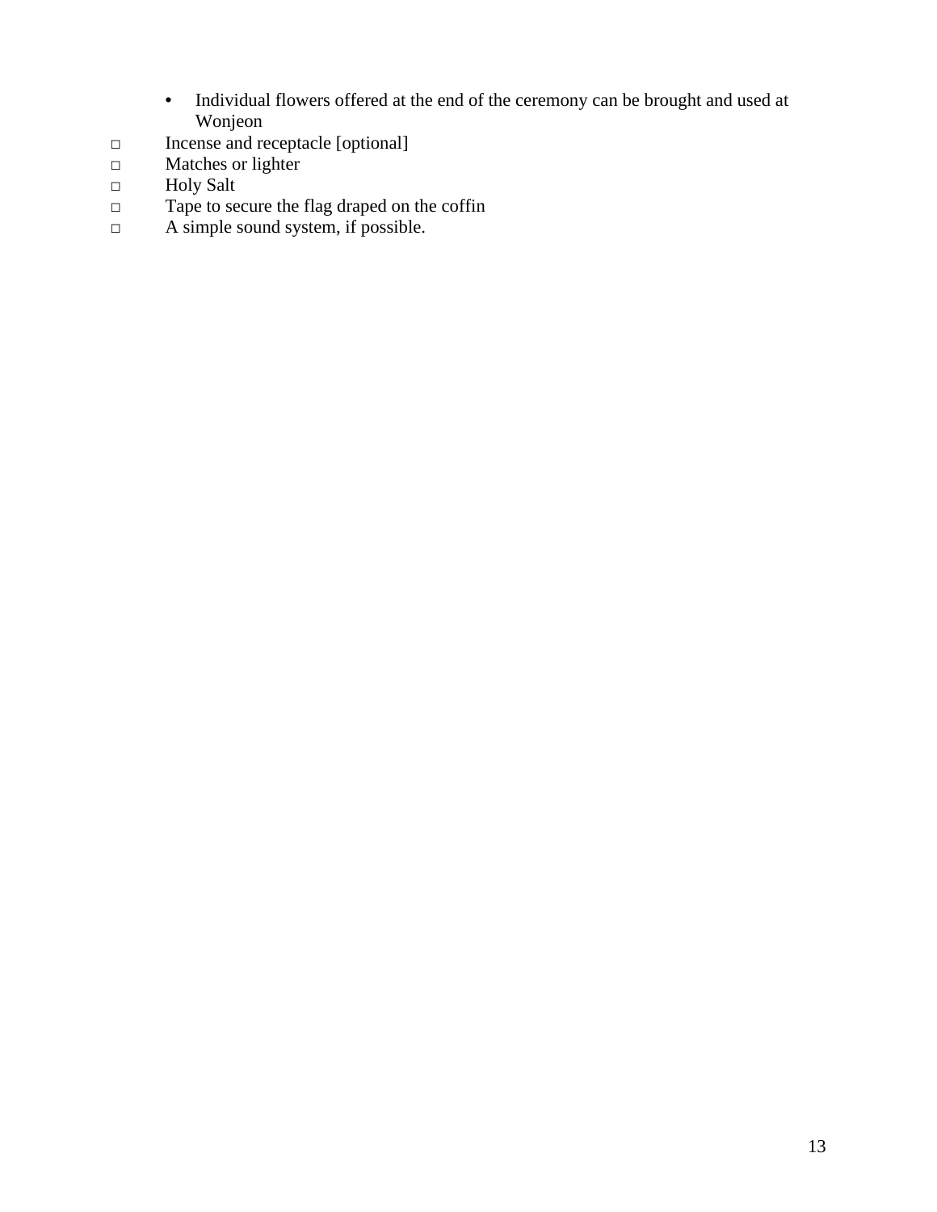- Individual flowers offered at the end of the ceremony can be brought and used at Wonjeon

- □ Incense and receptacle [optional]
- □ Matches or lighter
- □ Holy Salt
- □ Tape to secure the flag draped on the coffin
- □ A simple sound system, if possible.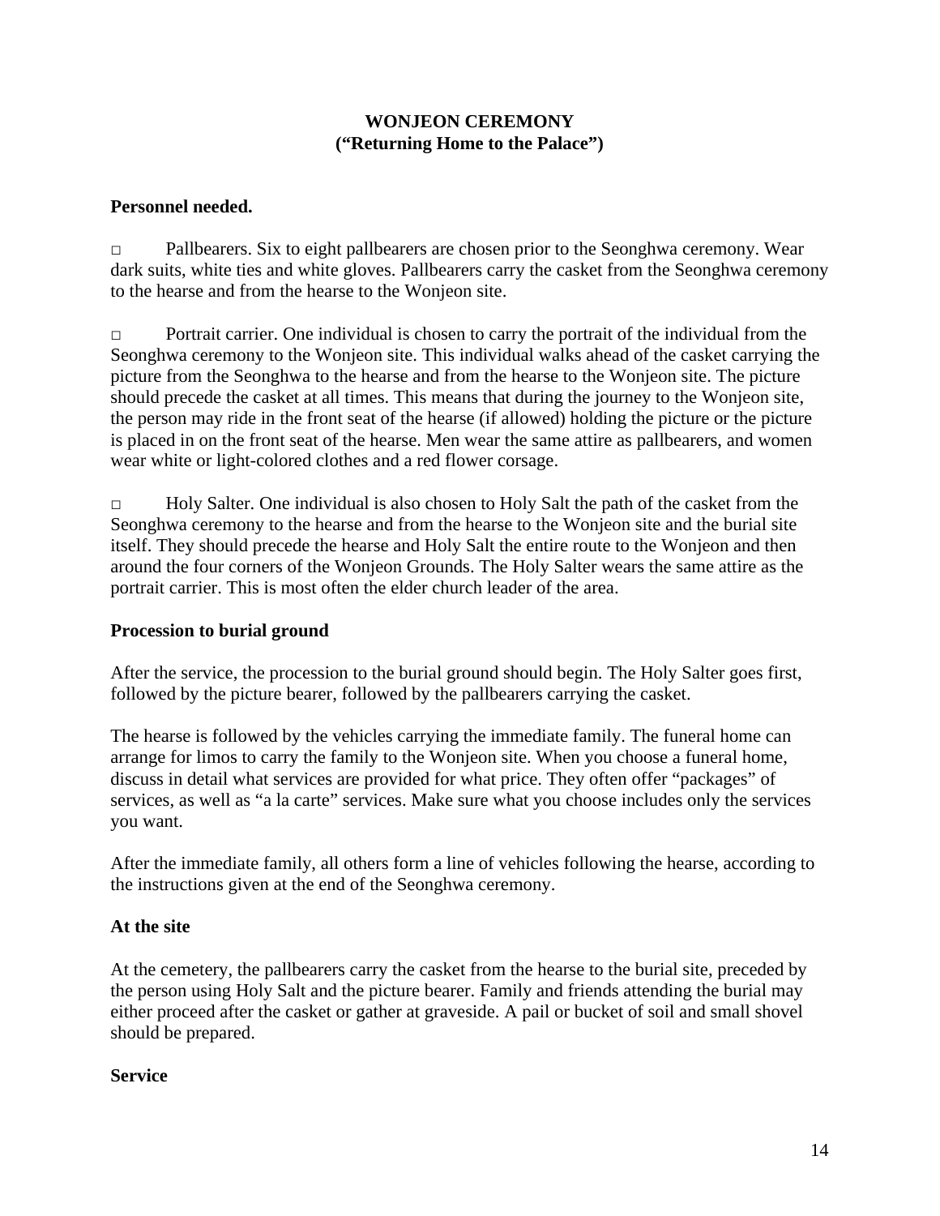**WONJEON CEREMONY**
**("Returning Home to the Palace")**

**Personnel needed.**

□ Pallbearers. Six to eight pallbearers are chosen prior to the Seonghwa ceremony. Wear dark suits, white ties and white gloves. Pallbearers carry the casket from the Seonghwa ceremony to the hearse and from the hearse to the Wonjeon site.

□ Portrait carrier. One individual is chosen to carry the portrait of the individual from the Seonghwa ceremony to the Wonjeon site. This individual walks ahead of the casket carrying the picture from the Seonghwa to the hearse and from the hearse to the Wonjeon site. The picture should precede the casket at all times. This means that during the journey to the Wonjeon site, the person may ride in the front seat of the hearse (if allowed) holding the picture or the picture is placed in on the front seat of the hearse. Men wear the same attire as pallbearers, and women wear white or light-colored clothes and a red flower corsage.

□ Holy Salter. One individual is also chosen to Holy Salt the path of the casket from the Seonghwa ceremony to the hearse and from the hearse to the Wonjeon site and the burial site itself. They should precede the hearse and Holy Salt the entire route to the Wonjeon and then around the four corners of the Wonjeon Grounds. The Holy Salter wears the same attire as the portrait carrier. This is most often the elder church leader of the area.

**Procession to burial ground**

After the service, the procession to the burial ground should begin. The Holy Salter goes first, followed by the picture bearer, followed by the pallbearers carrying the casket.

The hearse is followed by the vehicles carrying the immediate family. The funeral home can arrange for limos to carry the family to the Wonjeon site. When you choose a funeral home, discuss in detail what services are provided for what price. They often offer "packages" of services, as well as "a la carte" services. Make sure what you choose includes only the services you want.

After the immediate family, all others form a line of vehicles following the hearse, according to the instructions given at the end of the Seonghwa ceremony.

**At the site**

At the cemetery, the pallbearers carry the casket from the hearse to the burial site, preceded by the person using Holy Salt and the picture bearer. Family and friends attending the burial may either proceed after the casket or gather at graveside. A pail or bucket of soil and small shovel should be prepared.

**Service**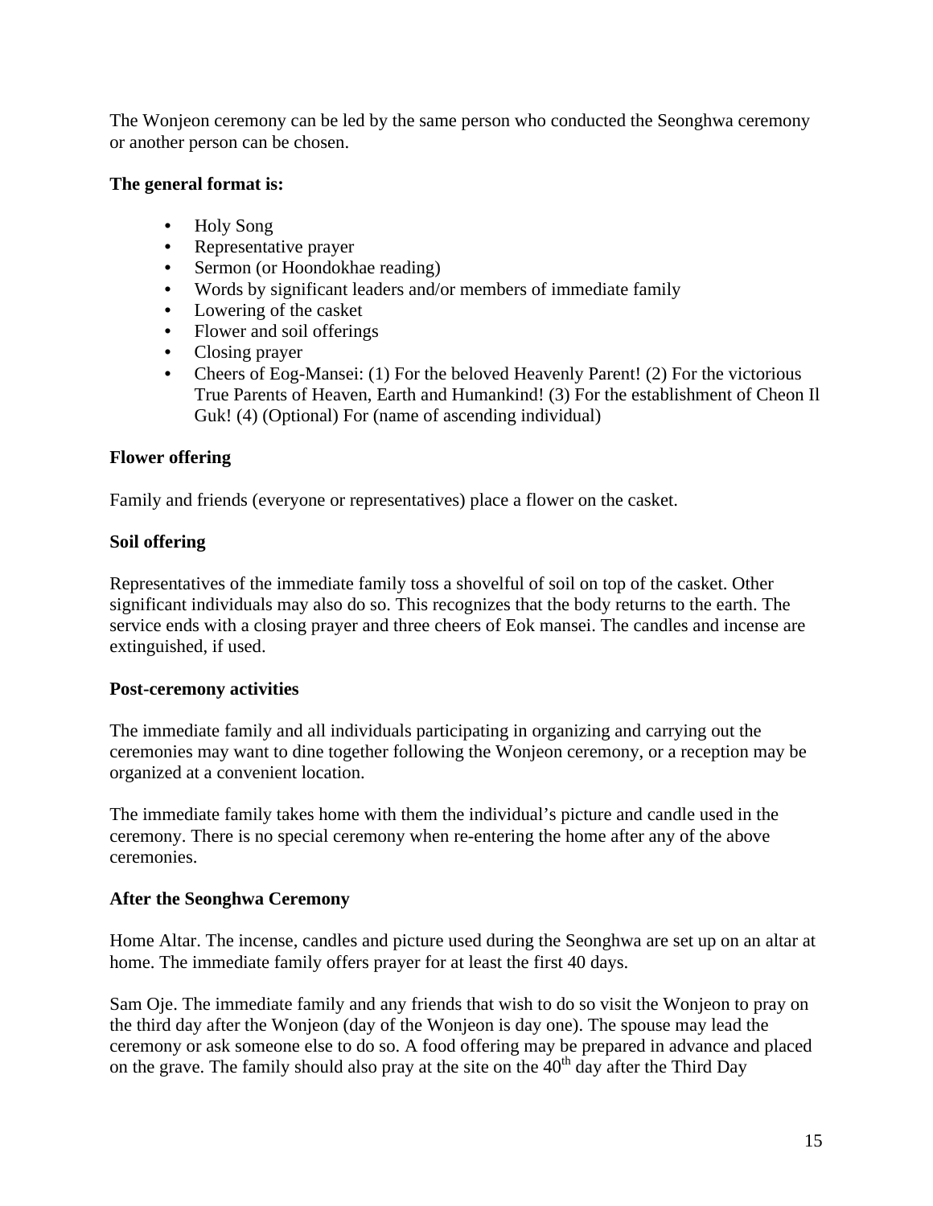The Wonjeon ceremony can be led by the same person who conducted the Seonghwa ceremony or another person can be chosen.

**The general format is:**

- Holy Song
- Representative prayer
- Sermon (or Hoondokhae reading)
- Words by significant leaders and/or members of immediate family
- Lowering of the casket
- Flower and soil offerings
- Closing prayer
- Cheers of Eog-Mansei: (1) For the beloved Heavenly Parent! (2) For the victorious True Parents of Heaven, Earth and Humankind! (3) For the establishment of Cheon Il Guk! (4) (Optional) For (name of ascending individual)

**Flower offering**

Family and friends (everyone or representatives) place a flower on the casket.

**Soil offering**

Representatives of the immediate family toss a shovelful of soil on top of the casket. Other significant individuals may also do so. This recognizes that the body returns to the earth. The service ends with a closing prayer and three cheers of Eok mansei. The candles and incense are extinguished, if used.

**Post-ceremony activities**

The immediate family and all individuals participating in organizing and carrying out the ceremonies may want to dine together following the Wonjeon ceremony, or a reception may be organized at a convenient location.

The immediate family takes home with them the individual's picture and candle used in the ceremony. There is no special ceremony when re-entering the home after any of the above ceremonies.

**After the Seonghwa Ceremony**

Home Altar. The incense, candles and picture used during the Seonghwa are set up on an altar at home. The immediate family offers prayer for at least the first 40 days.

Sam Oje. The immediate family and any friends that wish to do so visit the Wonjeon to pray on the third day after the Wonjeon (day of the Wonjeon is day one). The spouse may lead the ceremony or ask someone else to do so. A food offering may be prepared in advance and placed on the grave. The family should also pray at the site on the 40th day after the Third Day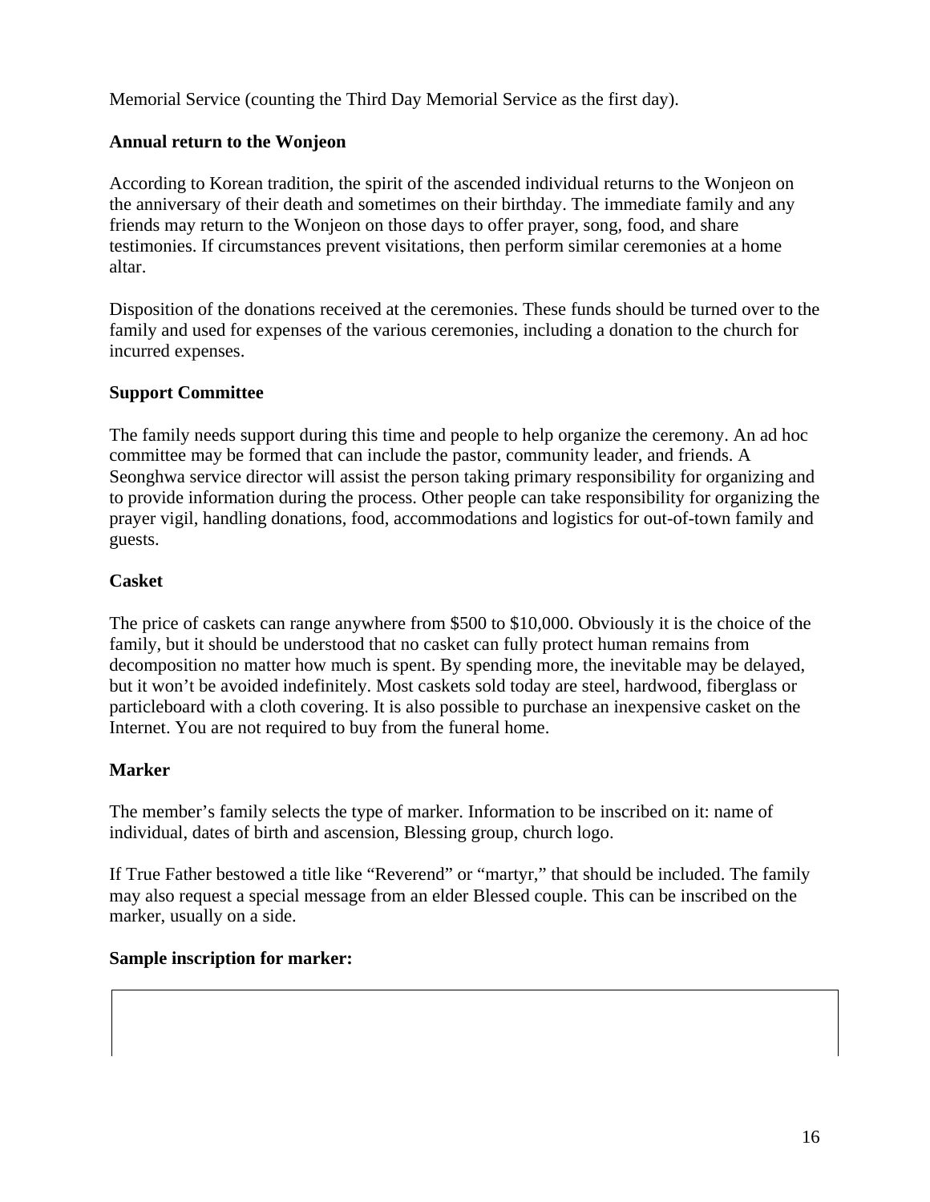Memorial Service (counting the Third Day Memorial Service as the first day).

**Annual return to the Wonjeon**

According to Korean tradition, the spirit of the ascended individual returns to the Wonjeon on the anniversary of their death and sometimes on their birthday. The immediate family and any friends may return to the Wonjeon on those days to offer prayer, song, food, and share testimonies. If circumstances prevent visitations, then perform similar ceremonies at a home altar.

Disposition of the donations received at the ceremonies. These funds should be turned over to the family and used for expenses of the various ceremonies, including a donation to the church for incurred expenses.

**Support Committee**

The family needs support during this time and people to help organize the ceremony. An ad hoc committee may be formed that can include the pastor, community leader, and friends. A Seonghwa service director will assist the person taking primary responsibility for organizing and to provide information during the process. Other people can take responsibility for organizing the prayer vigil, handling donations, food, accommodations and logistics for out-of-town family and guests.

**Casket**

The price of caskets can range anywhere from $500 to $10,000. Obviously it is the choice of the family, but it should be understood that no casket can fully protect human remains from decomposition no matter how much is spent. By spending more, the inevitable may be delayed, but it won't be avoided indefinitely. Most caskets sold today are steel, hardwood, fiberglass or particleboard with a cloth covering. It is also possible to purchase an inexpensive casket on the Internet. You are not required to buy from the funeral home.

**Marker**

The member's family selects the type of marker. Information to be inscribed on it: name of individual, dates of birth and ascension, Blessing group, church logo.

If True Father bestowed a title like "Reverend" or "martyr," that should be included. The family may also request a special message from an elder Blessed couple. This can be inscribed on the marker, usually on a side.

**Sample inscription for marker:**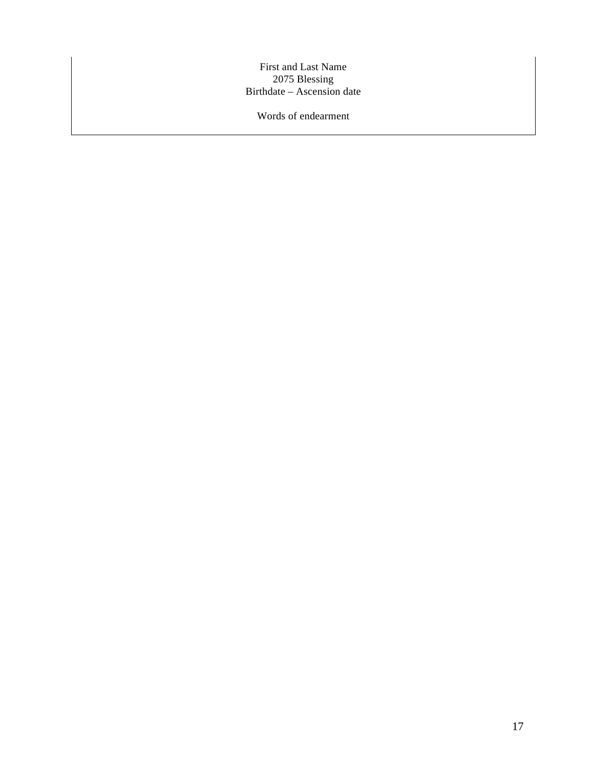First and Last Name
2075 Blessing
Birthdate – Ascension date

Words of endearment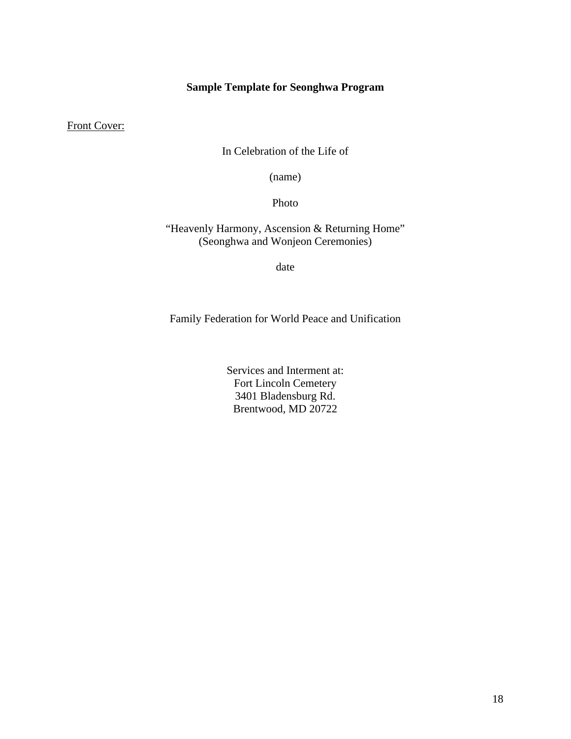**Sample Template for Seonghwa Program**

Front Cover:

In Celebration of the Life of

(name)

Photo

"Heavenly Harmony, Ascension & Returning Home"
(Seonghwa and Wonjeon Ceremonies)

date

Family Federation for World Peace and Unification

Services and Interment at:
Fort Lincoln Cemetery
3401 Bladensburg Rd.
Brentwood, MD 20722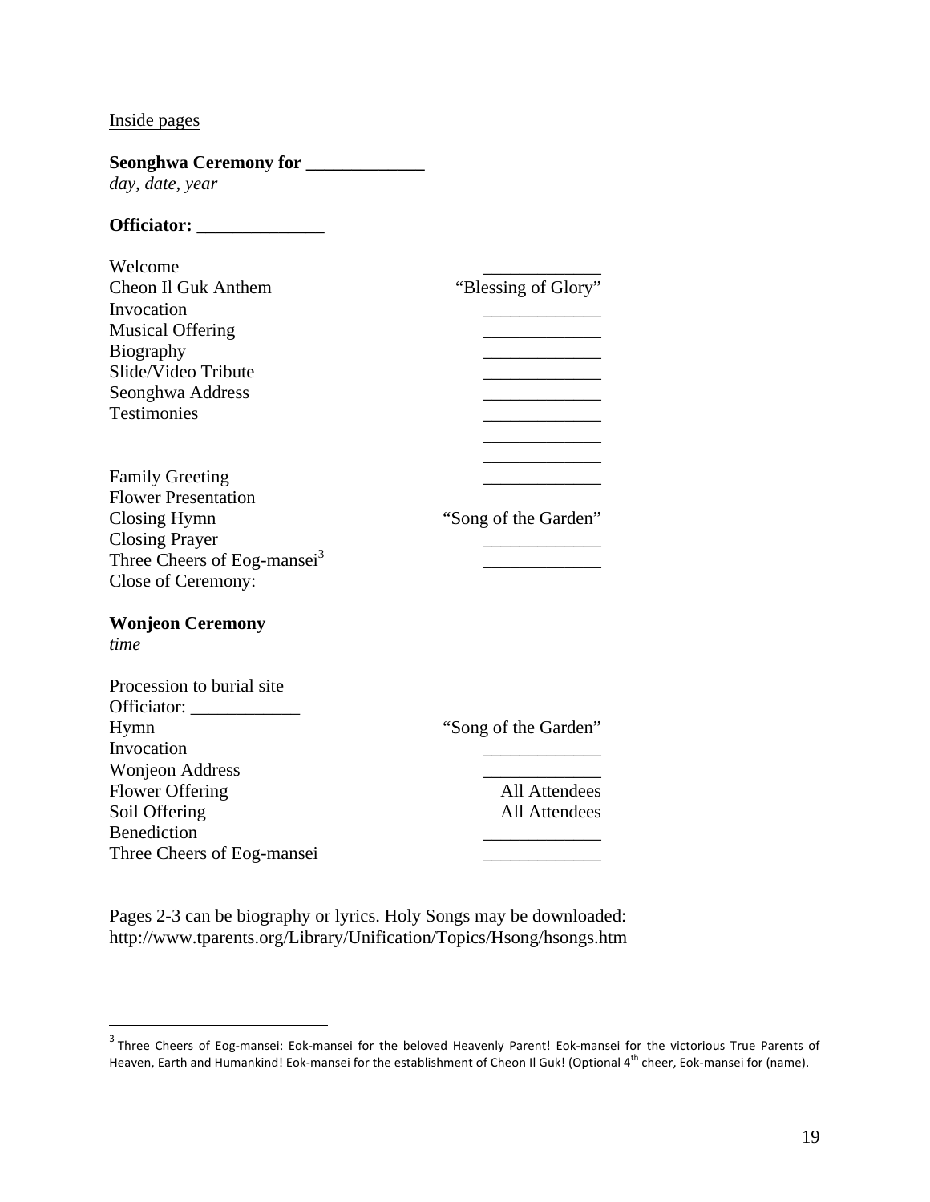Inside pages

**Seonghwa Ceremony for _____________**
*day, date, year*

**Officiator: ______________**

| | |
|---|---|
| Welcome | _____________ |
| Cheon Il Guk Anthem | "Blessing of Glory" |
| Invocation | _____________ |
| Musical Offering | _____________ |
| Biography | _____________ |
| Slide/Video Tribute | _____________ |
| Seonghwa Address | _____________ |
| Testimonies | _____________ |
| | _____________ |
| | _____________ |
| Family Greeting | _____________ |
| Flower Presentation | |
| Closing Hymn | "Song of the Garden" |
| Closing Prayer | _____________ |
| Three Cheers of Eog-mansei[3] | _____________ |
| Close of Ceremony: | |

**Wonjeon Ceremony**
*time*

| | |
|---|---|
| Procession to burial site | |
| Officiator: ____________ | |
| Hymn | "Song of the Garden" |
| Invocation | _____________ |
| Wonjeon Address | _____________ |
| Flower Offering | All Attendees |
| Soil Offering | All Attendees |
| Benediction | _____________ |
| Three Cheers of Eog-mansei | _____________ |

Pages 2-3 can be biography or lyrics. Holy Songs may be downloaded: http://www.tparents.org/Library/Unification/Topics/Hsong/hsongs.htm

[3] Three Cheers of Eog-mansei: Eok-mansei for the beloved Heavenly Parent! Eok-mansei for the victorious True Parents of Heaven, Earth and Humankind! Eok-mansei for the establishment of Cheon Il Guk! (Optional 4th cheer, Eok-mansei for (name).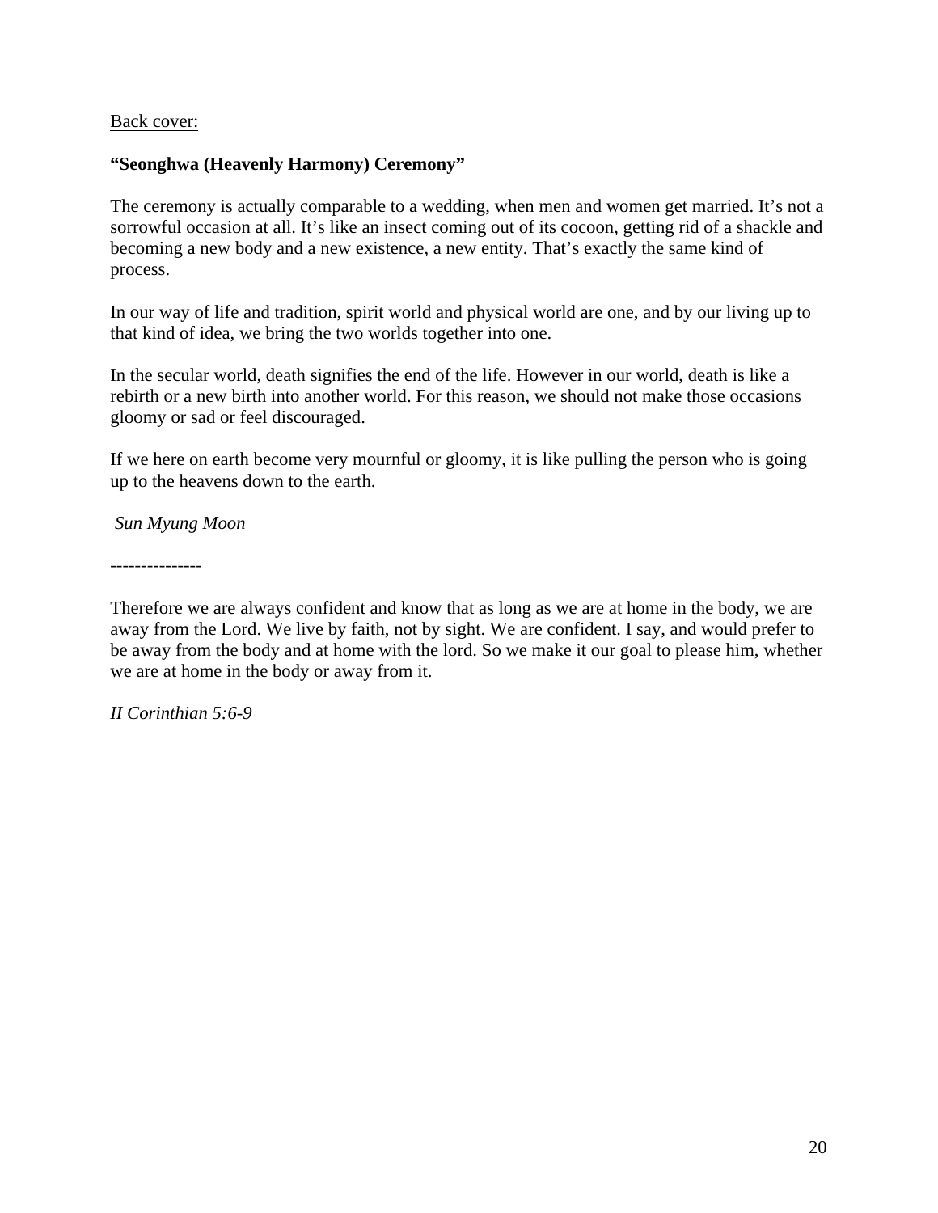<u>Back cover:</u>

**"Seonghwa (Heavenly Harmony) Ceremony"**

The ceremony is actually comparable to a wedding, when men and women get married. It's not a sorrowful occasion at all. It's like an insect coming out of its cocoon, getting rid of a shackle and becoming a new body and a new existence, a new entity. That's exactly the same kind of process.

In our way of life and tradition, spirit world and physical world are one, and by our living up to that kind of idea, we bring the two worlds together into one.

In the secular world, death signifies the end of the life. However in our world, death is like a rebirth or a new birth into another world. For this reason, we should not make those occasions gloomy or sad or feel discouraged.

If we here on earth become very mournful or gloomy, it is like pulling the person who is going up to the heavens down to the earth.

*Sun Myung Moon*

---------------

Therefore we are always confident and know that as long as we are at home in the body, we are away from the Lord. We live by faith, not by sight. We are confident. I say, and would prefer to be away from the body and at home with the lord. So we make it our goal to please him, whether we are at home in the body or away from it.

*II Corinthian 5:6-9*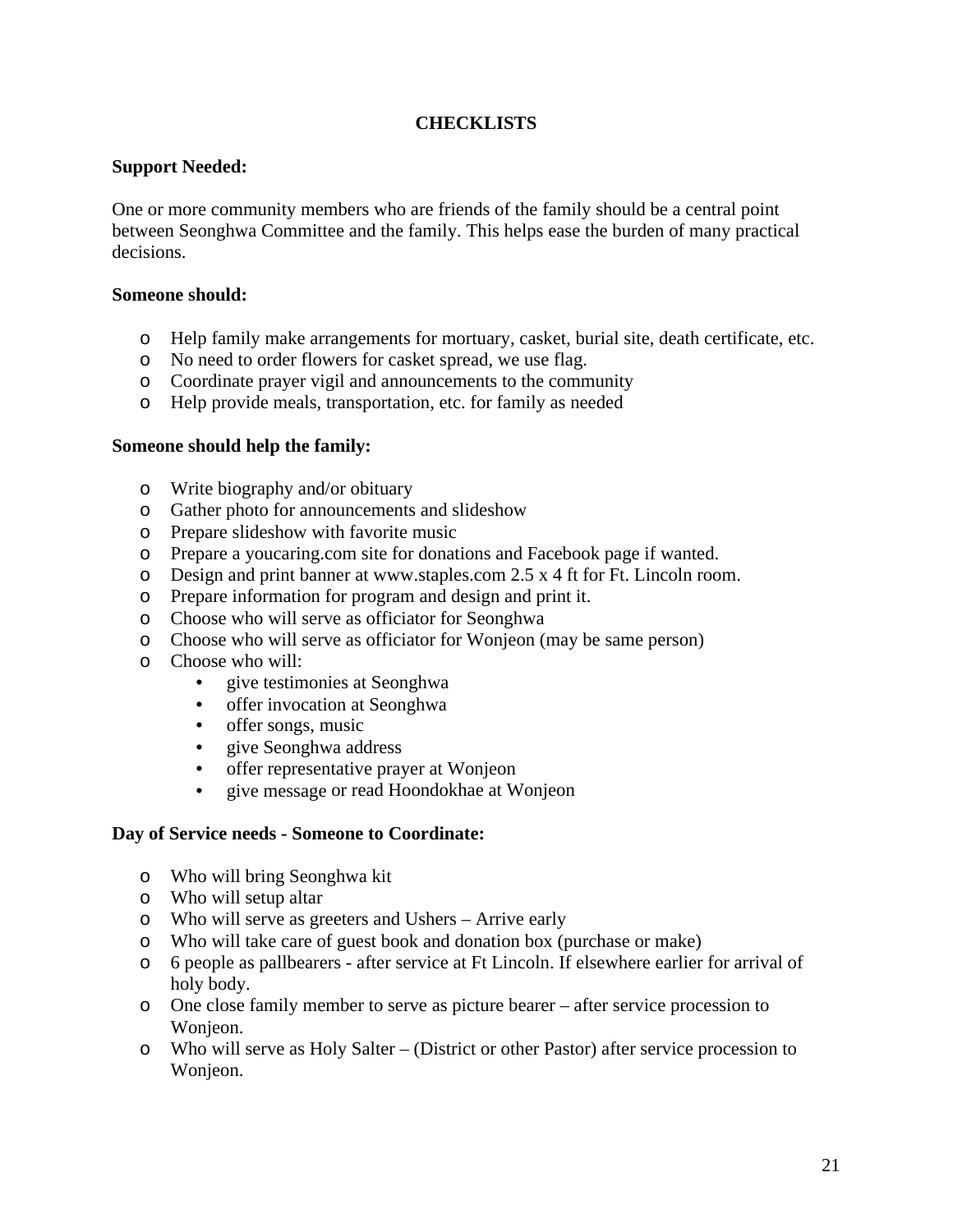# CHECKLISTS

**Support Needed:**

One or more community members who are friends of the family should be a central point between Seonghwa Committee and the family. This helps ease the burden of many practical decisions.

**Someone should:**

- Help family make arrangements for mortuary, casket, burial site, death certificate, etc.
- No need to order flowers for casket spread, we use flag.
- Coordinate prayer vigil and announcements to the community
- Help provide meals, transportation, etc. for family as needed

**Someone should help the family:**

- Write biography and/or obituary
- Gather photo for announcements and slideshow
- Prepare slideshow with favorite music
- Prepare a youcaring.com site for donations and Facebook page if wanted.
- Design and print banner at www.staples.com 2.5 x 4 ft for Ft. Lincoln room.
- Prepare information for program and design and print it.
- Choose who will serve as officiator for Seonghwa
- Choose who will serve as officiator for Wonjeon (may be same person)
- Choose who will:
  - give testimonies at Seonghwa
  - offer invocation at Seonghwa
  - offer songs, music
  - give Seonghwa address
  - offer representative prayer at Wonjeon
  - give message or read Hoondokhae at Wonjeon

**Day of Service needs - Someone to Coordinate:**

- Who will bring Seonghwa kit
- Who will setup altar
- Who will serve as greeters and Ushers – Arrive early
- Who will take care of guest book and donation box (purchase or make)
- 6 people as pallbearers - after service at Ft Lincoln. If elsewhere earlier for arrival of holy body.
- One close family member to serve as picture bearer – after service procession to Wonjeon.
- Who will serve as Holy Salter – (District or other Pastor) after service procession to Wonjeon.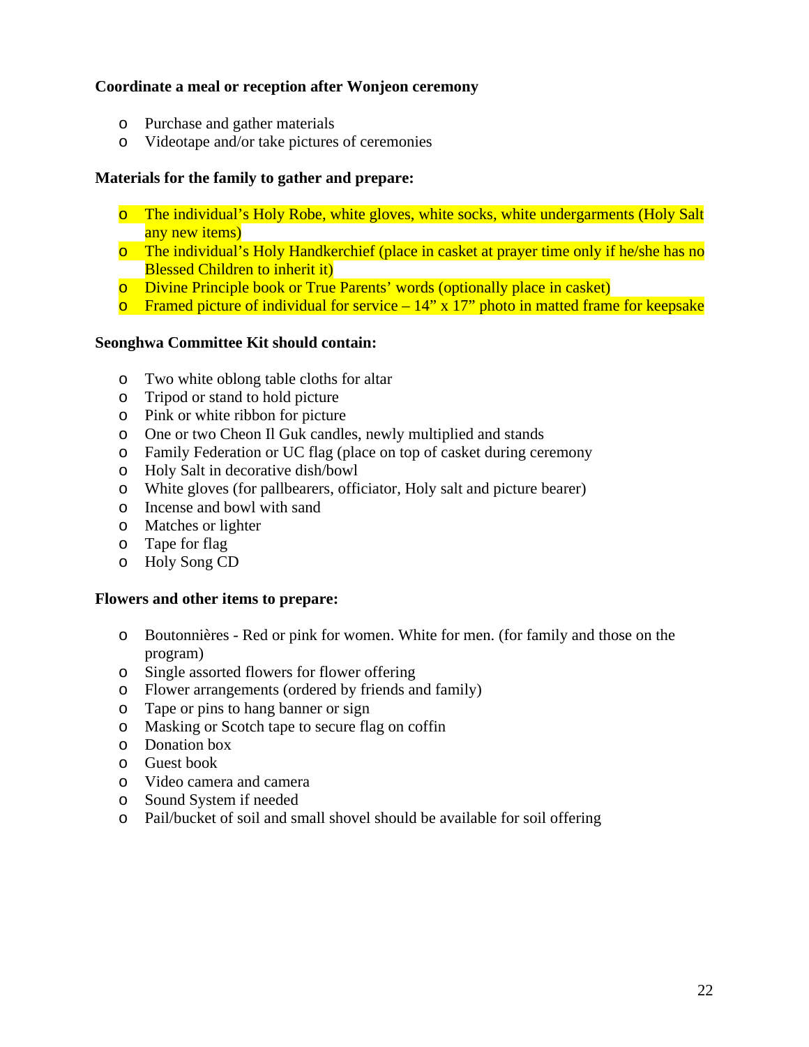**Coordinate a meal or reception after Wonjeon ceremony**

- Purchase and gather materials
- Videotape and/or take pictures of ceremonies

**Materials for the family to gather and prepare:**

- The individual's Holy Robe, white gloves, white socks, white undergarments (Holy Salt any new items)
- The individual's Holy Handkerchief (place in casket at prayer time only if he/she has no Blessed Children to inherit it)
- Divine Principle book or True Parents' words (optionally place in casket)
- Framed picture of individual for service – 14" x 17" photo in matted frame for keepsake

**Seonghwa Committee Kit should contain:**

- Two white oblong table cloths for altar
- Tripod or stand to hold picture
- Pink or white ribbon for picture
- One or two Cheon Il Guk candles, newly multiplied and stands
- Family Federation or UC flag (place on top of casket during ceremony
- Holy Salt in decorative dish/bowl
- White gloves (for pallbearers, officiator, Holy salt and picture bearer)
- Incense and bowl with sand
- Matches or lighter
- Tape for flag
- Holy Song CD

**Flowers and other items to prepare:**

- Boutonnières - Red or pink for women. White for men. (for family and those on the program)
- Single assorted flowers for flower offering
- Flower arrangements (ordered by friends and family)
- Tape or pins to hang banner or sign
- Masking or Scotch tape to secure flag on coffin
- Donation box
- Guest book
- Video camera and camera
- Sound System if needed
- Pail/bucket of soil and small shovel should be available for soil offering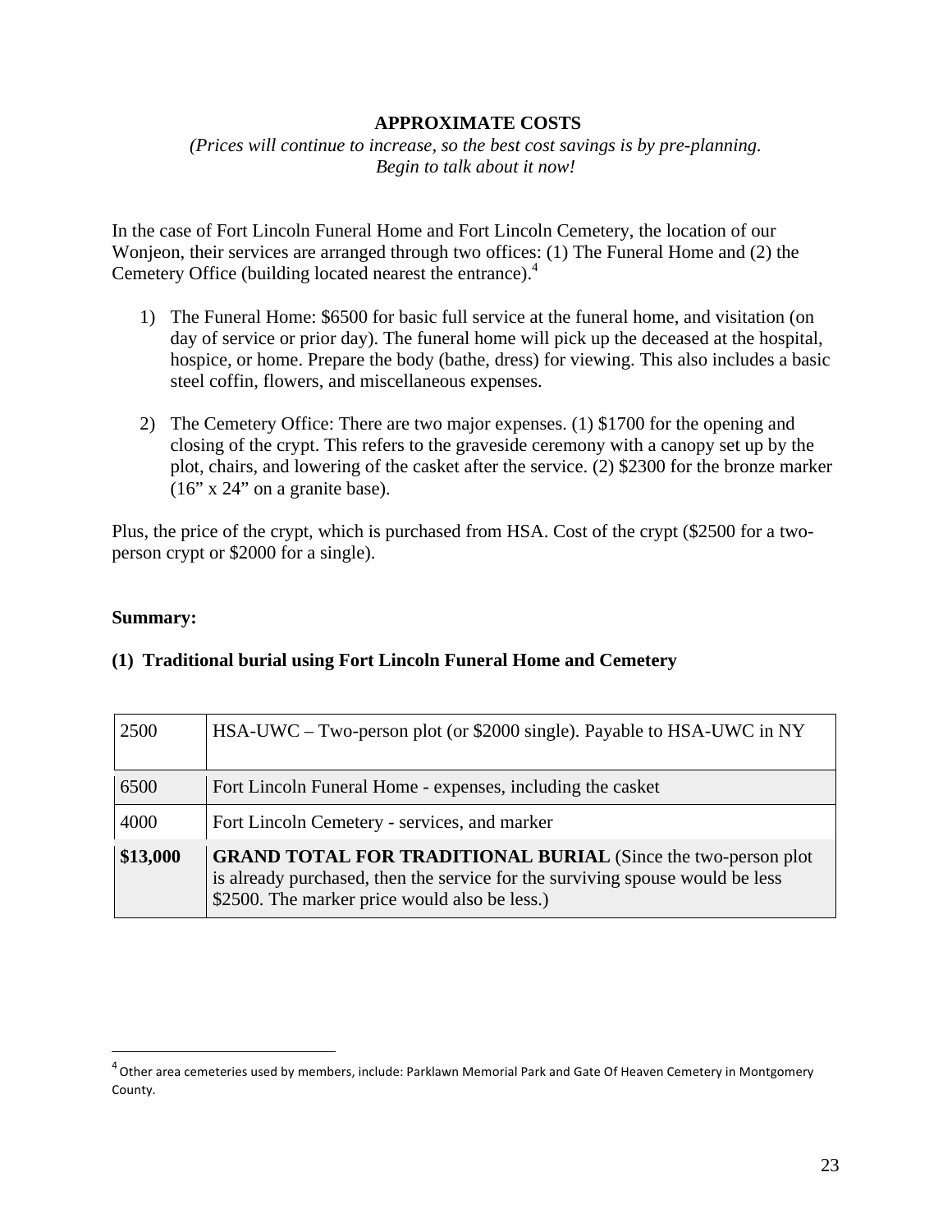**APPROXIMATE COSTS**

*(Prices will continue to increase, so the best cost savings is by pre-planning. Begin to talk about it now!*

In the case of Fort Lincoln Funeral Home and Fort Lincoln Cemetery, the location of our Wonjeon, their services are arranged through two offices: (1) The Funeral Home and (2) the Cemetery Office (building located nearest the entrance).[4]

1) The Funeral Home: $6500 for basic full service at the funeral home, and visitation (on day of service or prior day). The funeral home will pick up the deceased at the hospital, hospice, or home. Prepare the body (bathe, dress) for viewing. This also includes a basic steel coffin, flowers, and miscellaneous expenses.

2) The Cemetery Office: There are two major expenses. (1) $1700 for the opening and closing of the crypt. This refers to the graveside ceremony with a canopy set up by the plot, chairs, and lowering of the casket after the service. (2) $2300 for the bronze marker (16" x 24" on a granite base).

Plus, the price of the crypt, which is purchased from HSA. Cost of the crypt ($2500 for a two-person crypt or $2000 for a single).

**Summary:**

**(1) Traditional burial using Fort Lincoln Funeral Home and Cemetery**

| | |
|---|---|
| 2500 | HSA-UWC – Two-person plot (or $2000 single). Payable to HSA-UWC in NY |
| 6500 | Fort Lincoln Funeral Home - expenses, including the casket |
| 4000 | Fort Lincoln Cemetery - services, and marker |
| **$13,000** | **GRAND TOTAL FOR TRADITIONAL BURIAL** (Since the two-person plot is already purchased, then the service for the surviving spouse would be less $2500. The marker price would also be less.) |

[4] Other area cemeteries used by members, include: Parklawn Memorial Park and Gate Of Heaven Cemetery in Montgomery County.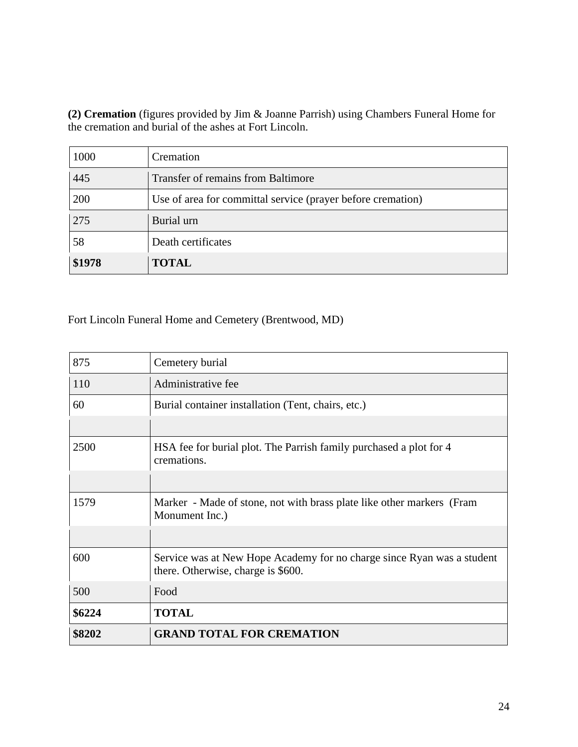**(2) Cremation** (figures provided by Jim & Joanne Parrish) using Chambers Funeral Home for the cremation and burial of the ashes at Fort Lincoln.

| | |
|---|---|
| 1000 | Cremation |
| 445 | Transfer of remains from Baltimore |
| 200 | Use of area for committal service (prayer before cremation) |
| 275 | Burial urn |
| 58 | Death certificates |
| **$1978** | **TOTAL** |

Fort Lincoln Funeral Home and Cemetery (Brentwood, MD)

| | |
|---|---|
| 875 | Cemetery burial |
| 110 | Administrative fee |
| 60 | Burial container installation (Tent, chairs, etc.) |
| | |
| 2500 | HSA fee for burial plot. The Parrish family purchased a plot for 4 cremations. |
| | |
| 1579 | Marker - Made of stone, not with brass plate like other markers (Fram Monument Inc.) |
| | |
| 600 | Service was at New Hope Academy for no charge since Ryan was a student there. Otherwise, charge is $600. |
| 500 | Food |
| **$6224** | **TOTAL** |
| **$8202** | **GRAND TOTAL FOR CREMATION** |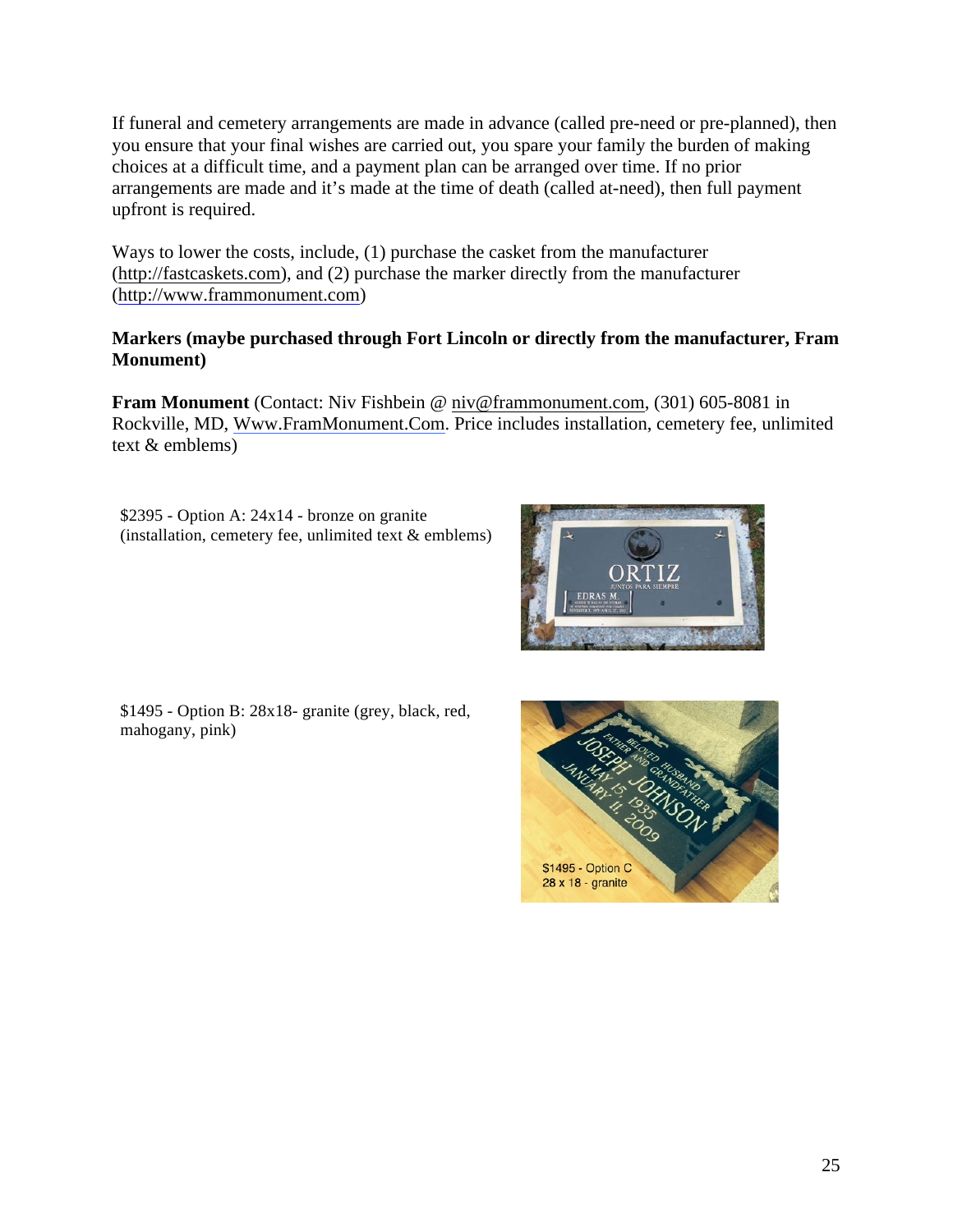If funeral and cemetery arrangements are made in advance (called pre-need or pre-planned), then you ensure that your final wishes are carried out, you spare your family the burden of making choices at a difficult time, and a payment plan can be arranged over time. If no prior arrangements are made and it's made at the time of death (called at-need), then full payment upfront is required.

Ways to lower the costs, include, (1) purchase the casket from the manufacturer (http://fastcaskets.com), and (2) purchase the marker directly from the manufacturer (http://www.frammonument.com)

**Markers (maybe purchased through Fort Lincoln or directly from the manufacturer, Fram Monument)**

**Fram Monument** (Contact: Niv Fishbein @ niv@frammonument.com, (301) 605-8081 in Rockville, MD, Www.FramMonument.Com. Price includes installation, cemetery fee, unlimited text & emblems)

$2395 - Option A: 24x14 - bronze on granite (installation, cemetery fee, unlimited text & emblems)

$1495 - Option B: 28x18- granite (grey, black, red, mahogany, pink)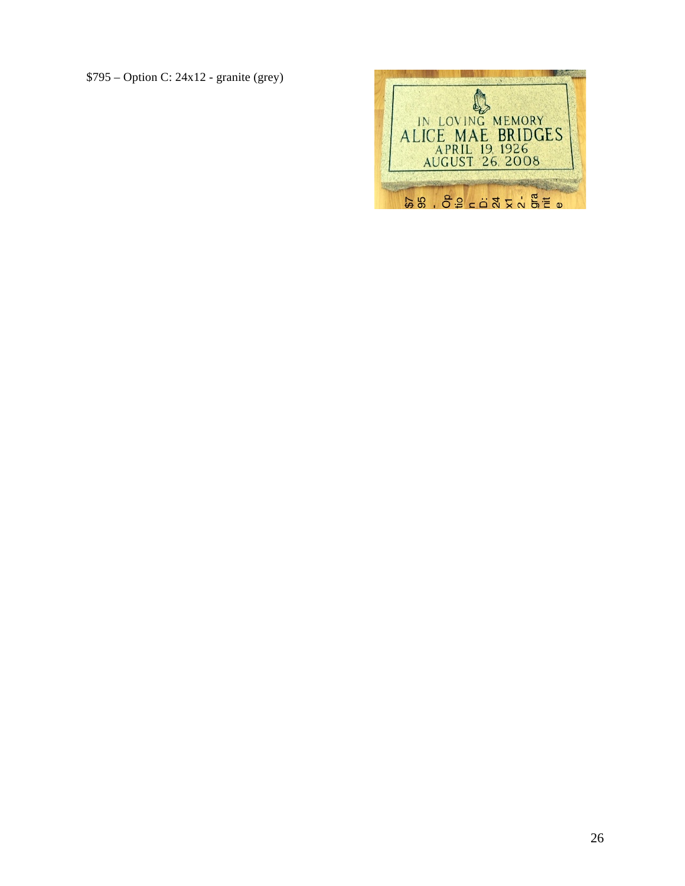$795 – Option C: 24x12 - granite (grey)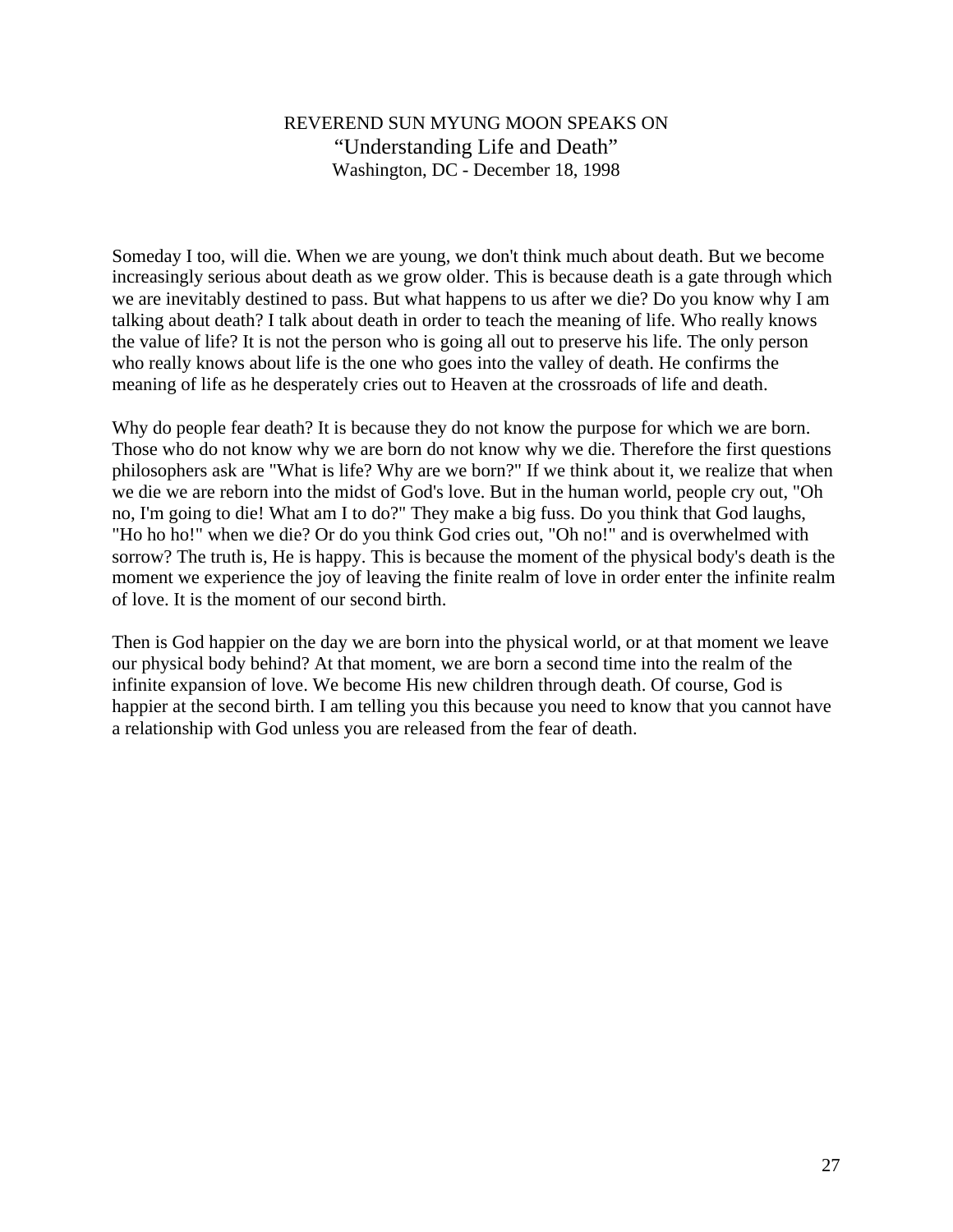# REVEREND SUN MYUNG MOON SPEAKS ON
## "Understanding Life and Death"
Washington, DC - December 18, 1998

Someday I too, will die. When we are young, we don't think much about death. But we become increasingly serious about death as we grow older. This is because death is a gate through which we are inevitably destined to pass. But what happens to us after we die? Do you know why I am talking about death? I talk about death in order to teach the meaning of life. Who really knows the value of life? It is not the person who is going all out to preserve his life. The only person who really knows about life is the one who goes into the valley of death. He confirms the meaning of life as he desperately cries out to Heaven at the crossroads of life and death.

Why do people fear death? It is because they do not know the purpose for which we are born. Those who do not know why we are born do not know why we die. Therefore the first questions philosophers ask are "What is life? Why are we born?" If we think about it, we realize that when we die we are reborn into the midst of God's love. But in the human world, people cry out, "Oh no, I'm going to die! What am I to do?" They make a big fuss. Do you think that God laughs, "Ho ho ho!" when we die? Or do you think God cries out, "Oh no!" and is overwhelmed with sorrow? The truth is, He is happy. This is because the moment of the physical body's death is the moment we experience the joy of leaving the finite realm of love in order enter the infinite realm of love. It is the moment of our second birth.

Then is God happier on the day we are born into the physical world, or at that moment we leave our physical body behind? At that moment, we are born a second time into the realm of the infinite expansion of love. We become His new children through death. Of course, God is happier at the second birth. I am telling you this because you need to know that you cannot have a relationship with God unless you are released from the fear of death.